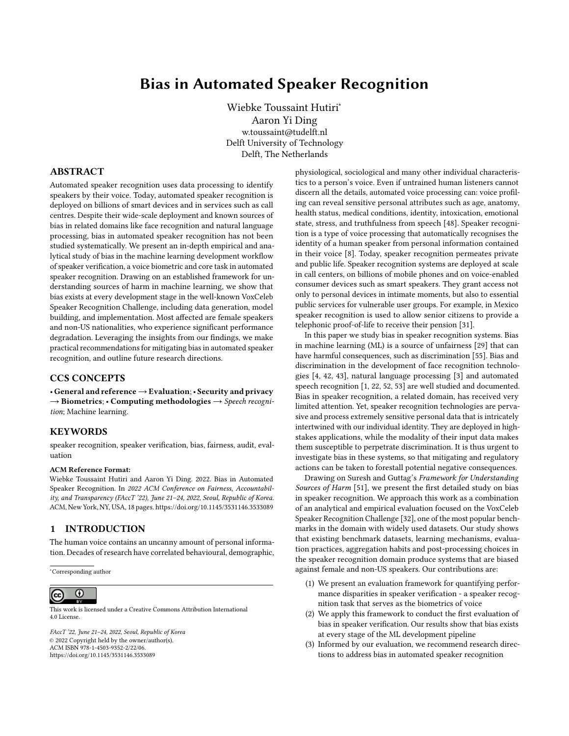# Bias in Automated Speaker Recognition

Wiebke Toussaint Hutiri*
Aaron Yi Ding
w.toussaint@tudelft.nl
Delft University of Technology
Delft, The Netherlands

## ABSTRACT

Automated speaker recognition uses data processing to identify speakers by their voice. Today, automated speaker recognition is deployed on billions of smart devices and in services such as call centres. Despite their wide-scale deployment and known sources of bias in related domains like face recognition and natural language processing, bias in automated speaker recognition has not been studied systematically. We present an in-depth empirical and analytical study of bias in the machine learning development workflow of speaker verification, a voice biometric and core task in automated speaker recognition. Drawing on an established framework for understanding sources of harm in machine learning, we show that bias exists at every development stage in the well-known VoxCeleb Speaker Recognition Challenge, including data generation, model building, and implementation. Most affected are female speakers and non-US nationalities, who experience significant performance degradation. Leveraging the insights from our findings, we make practical recommendations for mitigating bias in automated speaker recognition, and outline future research directions.

## CCS CONCEPTS

**• General and reference → Evaluation**; **• Security and privacy → Biometrics**; **• Computing methodologies →** *Speech recognition*; Machine learning.

## KEYWORDS

speaker recognition, speaker verification, bias, fairness, audit, evaluation

**ACM Reference Format:**
Wiebke Toussaint Hutiri and Aaron Yi Ding. 2022. Bias in Automated Speaker Recognition. In *2022 ACM Conference on Fairness, Accountability, and Transparency (FAccT '22), June 21–24, 2022, Seoul, Republic of Korea.* ACM, New York, NY, USA, 18 pages. https://doi.org/10.1145/3531146.3533089

## 1 INTRODUCTION

The human voice contains an uncanny amount of personal information. Decades of research have correlated behavioural, demographic, physiological, sociological and many other individual characteristics to a person's voice. Even if untrained human listeners cannot discern all the details, automated voice processing can: voice profiling can reveal sensitive personal attributes such as age, anatomy, health status, medical conditions, identity, intoxication, emotional state, stress, and truthfulness from speech [48]. Speaker recognition is a type of voice processing that automatically recognises the identity of a human speaker from personal information contained in their voice [8]. Today, speaker recognition permeates private and public life. Speaker recognition systems are deployed at scale in call centers, on billions of mobile phones and on voice-enabled consumer devices such as smart speakers. They grant access not only to personal devices in intimate moments, but also to essential public services for vulnerable user groups. For example, in Mexico speaker recognition is used to allow senior citizens to provide a telephonic proof-of-life to receive their pension [31].

In this paper we study bias in speaker recognition systems. Bias in machine learning (ML) is a source of unfairness [29] that can have harmful consequences, such as discrimination [55]. Bias and discrimination in the development of face recognition technologies [4, 42, 43], natural language processing [3] and automated speech recognition [1, 22, 52, 53] are well studied and documented. Bias in speaker recognition, a related domain, has received very limited attention. Yet, speaker recognition technologies are pervasive and process extremely sensitive personal data that is intricately intertwined with our individual identity. They are deployed in high-stakes applications, while the modality of their input data makes them susceptible to perpetrate discrimination. It is thus urgent to investigate bias in these systems, so that mitigating and regulatory actions can be taken to forestall potential negative consequences.

Drawing on Suresh and Guttag's *Framework for Understanding Sources of Harm* [51], we present the first detailed study on bias in speaker recognition. We approach this work as a combination of an analytical and empirical evaluation focused on the VoxCeleb Speaker Recognition Challenge [32], one of the most popular benchmarks in the domain with widely used datasets. Our study shows that existing benchmark datasets, learning mechanisms, evaluation practices, aggregation habits and post-processing choices in the speaker recognition domain produce systems that are biased against female and non-US speakers. Our contributions are:

1. We present an evaluation framework for quantifying performance disparities in speaker verification - a speaker recognition task that serves as the biometrics of voice
2. We apply this framework to conduct the first evaluation of bias in speaker verification. Our results show that bias exists at every stage of the ML development pipeline
3. Informed by our evaluation, we recommend research directions to address bias in automated speaker recognition

*Corresponding author

This work is licensed under a Creative Commons Attribution International 4.0 License.

*FAccT '22, June 21–24, 2022, Seoul, Republic of Korea*
© 2022 Copyright held by the owner/author(s).
ACM ISBN 978-1-4503-9352-2/22/06.
https://doi.org/10.1145/3531146.3533089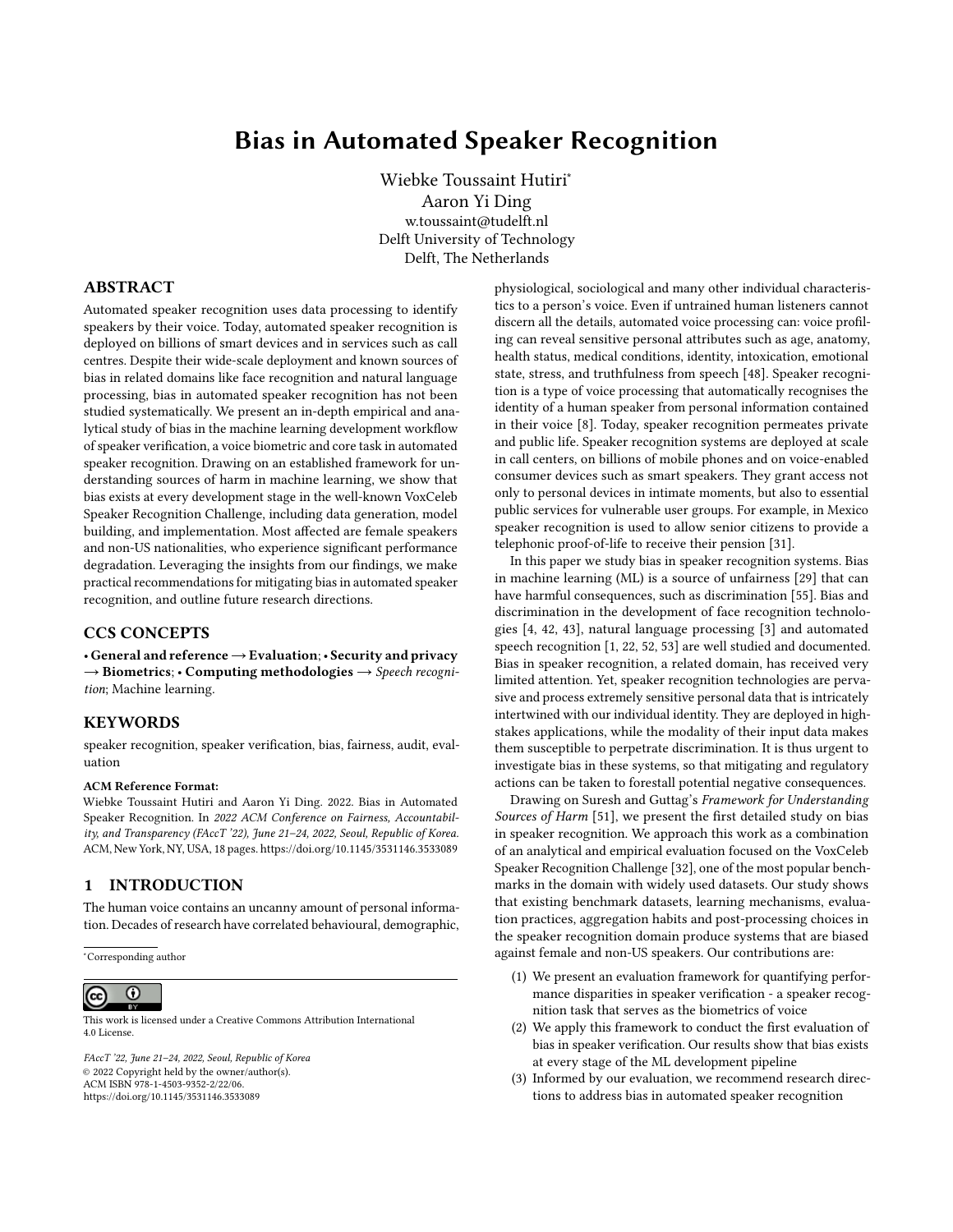# Bias in Automated Speaker Recognition

Wiebke Toussaint Hutiri*
Aaron Yi Ding
w.toussaint@tudelft.nl
Delft University of Technology
Delft, The Netherlands

## ABSTRACT

Automated speaker recognition uses data processing to identify speakers by their voice. Today, automated speaker recognition is deployed on billions of smart devices and in services such as call centres. Despite their wide-scale deployment and known sources of bias in related domains like face recognition and natural language processing, bias in automated speaker recognition has not been studied systematically. We present an in-depth empirical and analytical study of bias in the machine learning development workflow of speaker verification, a voice biometric and core task in automated speaker recognition. Drawing on an established framework for understanding sources of harm in machine learning, we show that bias exists at every development stage in the well-known VoxCeleb Speaker Recognition Challenge, including data generation, model building, and implementation. Most affected are female speakers and non-US nationalities, who experience significant performance degradation. Leveraging the insights from our findings, we make practical recommendations for mitigating bias in automated speaker recognition, and outline future research directions.

## CCS CONCEPTS

• **General and reference** → **Evaluation**; • **Security and privacy** → **Biometrics**; • **Computing methodologies** → *Speech recognition*; Machine learning.

## KEYWORDS

speaker recognition, speaker verification, bias, fairness, audit, evaluation

**ACM Reference Format:**
Wiebke Toussaint Hutiri and Aaron Yi Ding. 2022. Bias in Automated Speaker Recognition. In *2022 ACM Conference on Fairness, Accountability, and Transparency (FAccT '22), June 21–24, 2022, Seoul, Republic of Korea.* ACM, New York, NY, USA, 18 pages. https://doi.org/10.1145/3531146.3533089

## 1 INTRODUCTION

The human voice contains an uncanny amount of personal information. Decades of research have correlated behavioural, demographic, physiological, sociological and many other individual characteristics to a person's voice. Even if untrained human listeners cannot discern all the details, automated voice processing can: voice profiling can reveal sensitive personal attributes such as age, anatomy, health status, medical conditions, identity, intoxication, emotional state, stress, and truthfulness from speech [48]. Speaker recognition is a type of voice processing that automatically recognises the identity of a human speaker from personal information contained in their voice [8]. Today, speaker recognition permeates private and public life. Speaker recognition systems are deployed at scale in call centers, on billions of mobile phones and on voice-enabled consumer devices such as smart speakers. They grant access not only to personal devices in intimate moments, but also to essential public services for vulnerable user groups. For example, in Mexico speaker recognition is used to allow senior citizens to provide a telephonic proof-of-life to receive their pension [31].

In this paper we study bias in speaker recognition systems. Bias in machine learning (ML) is a source of unfairness [29] that can have harmful consequences, such as discrimination [55]. Bias and discrimination in the development of face recognition technologies [4, 42, 43], natural language processing [3] and automated speech recognition [1, 22, 52, 53] are well studied and documented. Bias in speaker recognition, a related domain, has received very limited attention. Yet, speaker recognition technologies are pervasive and process extremely sensitive personal data that is intricately intertwined with our individual identity. They are deployed in high-stakes applications, while the modality of their input data makes them susceptible to perpetrate discrimination. It is thus urgent to investigate bias in these systems, so that mitigating and regulatory actions can be taken to forestall potential negative consequences.

Drawing on Suresh and Guttag's *Framework for Understanding Sources of Harm* [51], we present the first detailed study on bias in speaker recognition. We approach this work as a combination of an analytical and empirical evaluation focused on the VoxCeleb Speaker Recognition Challenge [32], one of the most popular benchmarks in the domain with widely used datasets. Our study shows that existing benchmark datasets, learning mechanisms, evaluation practices, aggregation habits and post-processing choices in the speaker recognition domain produce systems that are biased against female and non-US speakers. Our contributions are:

1. We present an evaluation framework for quantifying performance disparities in speaker verification - a speaker recognition task that serves as the biometrics of voice
2. We apply this framework to conduct the first evaluation of bias in speaker verification. Our results show that bias exists at every stage of the ML development pipeline
3. Informed by our evaluation, we recommend research directions to address bias in automated speaker recognition

*Corresponding author

This work is licensed under a Creative Commons Attribution International 4.0 License.

*FAccT '22, June 21–24, 2022, Seoul, Republic of Korea*
© 2022 Copyright held by the owner/author(s).
ACM ISBN 978-1-4503-9352-2/22/06.
https://doi.org/10.1145/3531146.3533089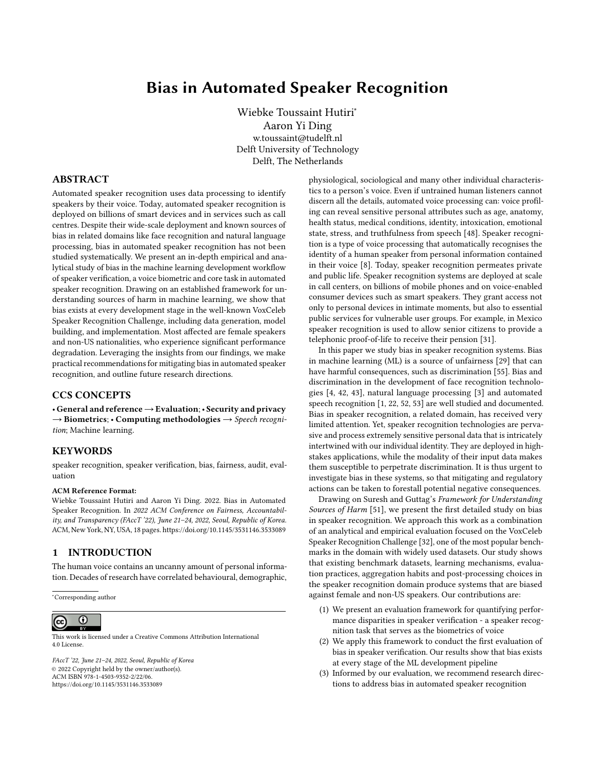# Bias in Automated Speaker Recognition

Wiebke Toussaint Hutiri*
Aaron Yi Ding
w.toussaint@tudelft.nl
Delft University of Technology
Delft, The Netherlands

## ABSTRACT

Automated speaker recognition uses data processing to identify speakers by their voice. Today, automated speaker recognition is deployed on billions of smart devices and in services such as call centres. Despite their wide-scale deployment and known sources of bias in related domains like face recognition and natural language processing, bias in automated speaker recognition has not been studied systematically. We present an in-depth empirical and analytical study of bias in the machine learning development workflow of speaker verification, a voice biometric and core task in automated speaker recognition. Drawing on an established framework for understanding sources of harm in machine learning, we show that bias exists at every development stage in the well-known VoxCeleb Speaker Recognition Challenge, including data generation, model building, and implementation. Most affected are female speakers and non-US nationalities, who experience significant performance degradation. Leveraging the insights from our findings, we make practical recommendations for mitigating bias in automated speaker recognition, and outline future research directions.

## CCS CONCEPTS

• **General and reference** → **Evaluation**; • **Security and privacy** → **Biometrics**; • **Computing methodologies** → *Speech recognition*; Machine learning.

## KEYWORDS

speaker recognition, speaker verification, bias, fairness, audit, evaluation

**ACM Reference Format:**
Wiebke Toussaint Hutiri and Aaron Yi Ding. 2022. Bias in Automated Speaker Recognition. In *2022 ACM Conference on Fairness, Accountability, and Transparency (FAccT '22), June 21–24, 2022, Seoul, Republic of Korea.* ACM, New York, NY, USA, 18 pages. https://doi.org/10.1145/3531146.3533089

## 1 INTRODUCTION

The human voice contains an uncanny amount of personal information. Decades of research have correlated behavioural, demographic, physiological, sociological and many other individual characteristics to a person's voice. Even if untrained human listeners cannot discern all the details, automated voice processing can: voice profiling can reveal sensitive personal attributes such as age, anatomy, health status, medical conditions, identity, intoxication, emotional state, stress, and truthfulness from speech [48]. Speaker recognition is a type of voice processing that automatically recognises the identity of a human speaker from personal information contained in their voice [8]. Today, speaker recognition permeates private and public life. Speaker recognition systems are deployed at scale in call centers, on billions of mobile phones and on voice-enabled consumer devices such as smart speakers. They grant access not only to personal devices in intimate moments, but also to essential public services for vulnerable user groups. For example, in Mexico speaker recognition is used to allow senior citizens to provide a telephonic proof-of-life to receive their pension [31].

In this paper we study bias in speaker recognition systems. Bias in machine learning (ML) is a source of unfairness [29] that can have harmful consequences, such as discrimination [55]. Bias and discrimination in the development of face recognition technologies [4, 42, 43], natural language processing [3] and automated speech recognition [1, 22, 52, 53] are well studied and documented. Bias in speaker recognition, a related domain, has received very limited attention. Yet, speaker recognition technologies are pervasive and process extremely sensitive personal data that is intricately intertwined with our individual identity. They are deployed in high-stakes applications, while the modality of their input data makes them susceptible to perpetrate discrimination. It is thus urgent to investigate bias in these systems, so that mitigating and regulatory actions can be taken to forestall potential negative consequences.

Drawing on Suresh and Guttag's *Framework for Understanding Sources of Harm* [51], we present the first detailed study on bias in speaker recognition. We approach this work as a combination of an analytical and empirical evaluation focused on the VoxCeleb Speaker Recognition Challenge [32], one of the most popular benchmarks in the domain with widely used datasets. Our study shows that existing benchmark datasets, learning mechanisms, evaluation practices, aggregation habits and post-processing choices in the speaker recognition domain produce systems that are biased against female and non-US speakers. Our contributions are:

(1) We present an evaluation framework for quantifying performance disparities in speaker verification - a speaker recognition task that serves as the biometrics of voice
(2) We apply this framework to conduct the first evaluation of bias in speaker verification. Our results show that bias exists at every stage of the ML development pipeline
(3) Informed by our evaluation, we recommend research directions to address bias in automated speaker recognition

*Corresponding author

This work is licensed under a Creative Commons Attribution International 4.0 License.

FAccT '22, June 21–24, 2022, Seoul, Republic of Korea
© 2022 Copyright held by the owner/author(s).
ACM ISBN 978-1-4503-9352-2/22/06.
https://doi.org/10.1145/3531146.3533089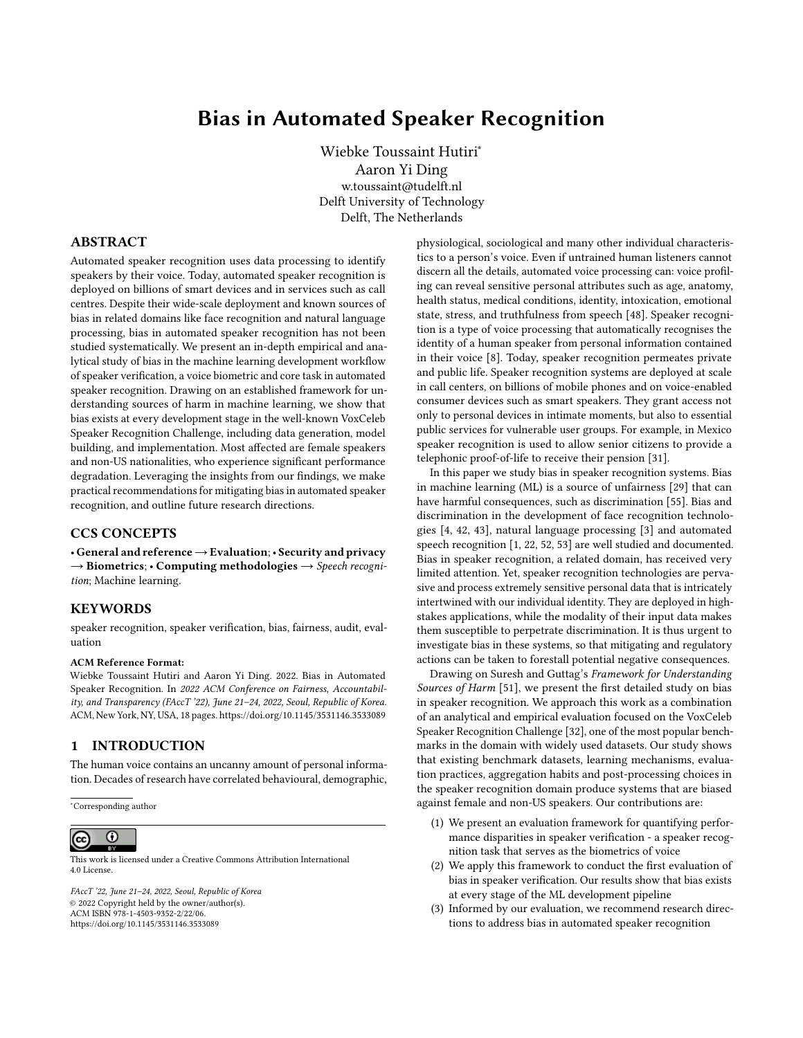# Bias in Automated Speaker Recognition

Wiebke Toussaint Hutiri[*]
Aaron Yi Ding
w.toussaint@tudelft.nl
Delft University of Technology
Delft, The Netherlands

## ABSTRACT

Automated speaker recognition uses data processing to identify speakers by their voice. Today, automated speaker recognition is deployed on billions of smart devices and in services such as call centres. Despite their wide-scale deployment and known sources of bias in related domains like face recognition and natural language processing, bias in automated speaker recognition has not been studied systematically. We present an in-depth empirical and analytical study of bias in the machine learning development workflow of speaker verification, a voice biometric and core task in automated speaker recognition. Drawing on an established framework for understanding sources of harm in machine learning, we show that bias exists at every development stage in the well-known VoxCeleb Speaker Recognition Challenge, including data generation, model building, and implementation. Most affected are female speakers and non-US nationalities, who experience significant performance degradation. Leveraging the insights from our findings, we make practical recommendations for mitigating bias in automated speaker recognition, and outline future research directions.

## CCS CONCEPTS

• **General and reference** → **Evaluation**; • **Security and privacy** → **Biometrics**; • **Computing methodologies** → *Speech recognition*; Machine learning.

## KEYWORDS

speaker recognition, speaker verification, bias, fairness, audit, evaluation

**ACM Reference Format:**
Wiebke Toussaint Hutiri and Aaron Yi Ding. 2022. Bias in Automated Speaker Recognition. In *2022 ACM Conference on Fairness, Accountability, and Transparency (FAccT '22), June 21–24, 2022, Seoul, Republic of Korea.* ACM, New York, NY, USA, 18 pages. https://doi.org/10.1145/3531146.3533089

## 1 INTRODUCTION

The human voice contains an uncanny amount of personal information. Decades of research have correlated behavioural, demographic, physiological, sociological and many other individual characteristics to a person's voice. Even if untrained human listeners cannot discern all the details, automated voice processing can: voice profiling can reveal sensitive personal attributes such as age, anatomy, health status, medical conditions, identity, intoxication, emotional state, stress, and truthfulness from speech [48]. Speaker recognition is a type of voice processing that automatically recognises the identity of a human speaker from personal information contained in their voice [8]. Today, speaker recognition permeates private and public life. Speaker recognition systems are deployed at scale in call centers, on billions of mobile phones and on voice-enabled consumer devices such as smart speakers. They grant access not only to personal devices in intimate moments, but also to essential public services for vulnerable user groups. For example, in Mexico speaker recognition is used to allow senior citizens to provide a telephonic proof-of-life to receive their pension [31].

In this paper we study bias in speaker recognition systems. Bias in machine learning (ML) is a source of unfairness [29] that can have harmful consequences, such as discrimination [55]. Bias and discrimination in the development of face recognition technologies [4, 42, 43], natural language processing [3] and automated speech recognition [1, 22, 52, 53] are well studied and documented. Bias in speaker recognition, a related domain, has received very limited attention. Yet, speaker recognition technologies are pervasive and process extremely sensitive personal data that is intricately intertwined with our individual identity. They are deployed in high-stakes applications, while the modality of their input data makes them susceptible to perpetrate discrimination. It is thus urgent to investigate bias in these systems, so that mitigating and regulatory actions can be taken to forestall potential negative consequences.

Drawing on Suresh and Guttag's *Framework for Understanding Sources of Harm* [51], we present the first detailed study on bias in speaker recognition. We approach this work as a combination of an analytical and empirical evaluation focused on the VoxCeleb Speaker Recognition Challenge [32], one of the most popular benchmarks in the domain with widely used datasets. Our study shows that existing benchmark datasets, learning mechanisms, evaluation practices, aggregation habits and post-processing choices in the speaker recognition domain produce systems that are biased against female and non-US speakers. Our contributions are:

(1) We present an evaluation framework for quantifying performance disparities in speaker verification - a speaker recognition task that serves as the biometrics of voice
(2) We apply this framework to conduct the first evaluation of bias in speaker verification. Our results show that bias exists at every stage of the ML development pipeline
(3) Informed by our evaluation, we recommend research directions to address bias in automated speaker recognition

[*]Corresponding author

This work is licensed under a Creative Commons Attribution International 4.0 License.

*FAccT '22, June 21–24, 2022, Seoul, Republic of Korea*
© 2022 Copyright held by the owner/author(s).
ACM ISBN 978-1-4503-9352-2/22/06.
https://doi.org/10.1145/3531146.3533089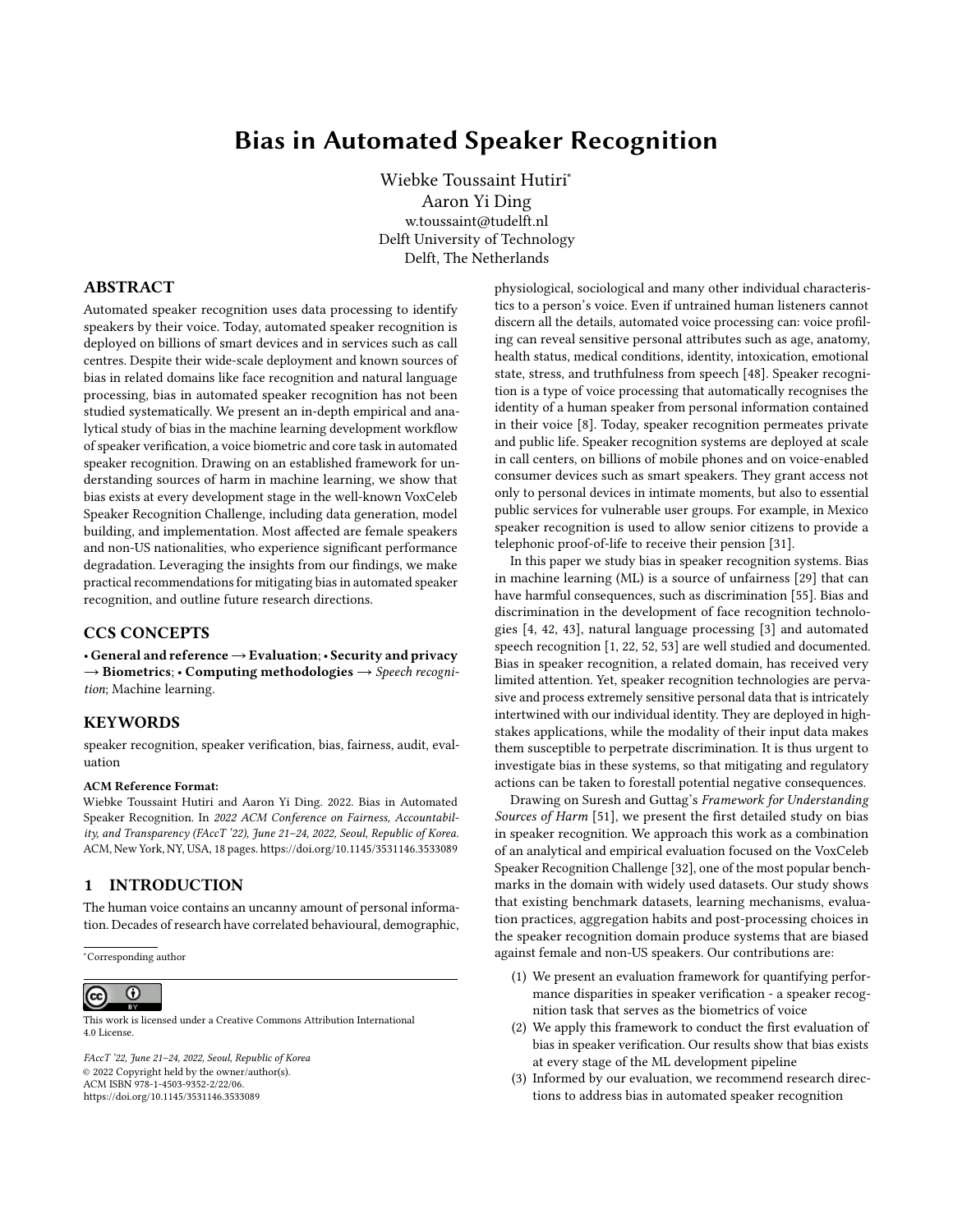# Bias in Automated Speaker Recognition

Wiebke Toussaint Hutiri*
Aaron Yi Ding
w.toussaint@tudelft.nl
Delft University of Technology
Delft, The Netherlands

## ABSTRACT

Automated speaker recognition uses data processing to identify speakers by their voice. Today, automated speaker recognition is deployed on billions of smart devices and in services such as call centres. Despite their wide-scale deployment and known sources of bias in related domains like face recognition and natural language processing, bias in automated speaker recognition has not been studied systematically. We present an in-depth empirical and analytical study of bias in the machine learning development workflow of speaker verification, a voice biometric and core task in automated speaker recognition. Drawing on an established framework for understanding sources of harm in machine learning, we show that bias exists at every development stage in the well-known VoxCeleb Speaker Recognition Challenge, including data generation, model building, and implementation. Most affected are female speakers and non-US nationalities, who experience significant performance degradation. Leveraging the insights from our findings, we make practical recommendations for mitigating bias in automated speaker recognition, and outline future research directions.

## CCS CONCEPTS

**• General and reference → Evaluation**; **• Security and privacy → Biometrics**; **• Computing methodologies →** *Speech recognition*; Machine learning.

## KEYWORDS

speaker recognition, speaker verification, bias, fairness, audit, evaluation

**ACM Reference Format:**
Wiebke Toussaint Hutiri and Aaron Yi Ding. 2022. Bias in Automated Speaker Recognition. In *2022 ACM Conference on Fairness, Accountability, and Transparency (FAccT '22), June 21–24, 2022, Seoul, Republic of Korea.* ACM, New York, NY, USA, 18 pages. https://doi.org/10.1145/3531146.3533089

## 1 INTRODUCTION

The human voice contains an uncanny amount of personal information. Decades of research have correlated behavioural, demographic, physiological, sociological and many other individual characteristics to a person's voice. Even if untrained human listeners cannot discern all the details, automated voice processing can: voice profiling can reveal sensitive personal attributes such as age, anatomy, health status, medical conditions, identity, intoxication, emotional state, stress, and truthfulness from speech [48]. Speaker recognition is a type of voice processing that automatically recognises the identity of a human speaker from personal information contained in their voice [8]. Today, speaker recognition permeates private and public life. Speaker recognition systems are deployed at scale in call centers, on billions of mobile phones and on voice-enabled consumer devices such as smart speakers. They grant access not only to personal devices in intimate moments, but also to essential public services for vulnerable user groups. For example, in Mexico speaker recognition is used to allow senior citizens to provide a telephonic proof-of-life to receive their pension [31].

In this paper we study bias in speaker recognition systems. Bias in machine learning (ML) is a source of unfairness [29] that can have harmful consequences, such as discrimination [55]. Bias and discrimination in the development of face recognition technologies [4, 42, 43], natural language processing [3] and automated speech recognition [1, 22, 52, 53] are well studied and documented. Bias in speaker recognition, a related domain, has received very limited attention. Yet, speaker recognition technologies are pervasive and process extremely sensitive personal data that is intricately intertwined with our individual identity. They are deployed in high-stakes applications, while the modality of their input data makes them susceptible to perpetrate discrimination. It is thus urgent to investigate bias in these systems, so that mitigating and regulatory actions can be taken to forestall potential negative consequences.

Drawing on Suresh and Guttag's *Framework for Understanding Sources of Harm* [51], we present the first detailed study on bias in speaker recognition. We approach this work as a combination of an analytical and empirical evaluation focused on the VoxCeleb Speaker Recognition Challenge [32], one of the most popular benchmarks in the domain with widely used datasets. Our study shows that existing benchmark datasets, learning mechanisms, evaluation practices, aggregation habits and post-processing choices in the speaker recognition domain produce systems that are biased against female and non-US speakers. Our contributions are:

(1) We present an evaluation framework for quantifying performance disparities in speaker verification - a speaker recognition task that serves as the biometrics of voice
(2) We apply this framework to conduct the first evaluation of bias in speaker verification. Our results show that bias exists at every stage of the ML development pipeline
(3) Informed by our evaluation, we recommend research directions to address bias in automated speaker recognition

*Corresponding author

This work is licensed under a Creative Commons Attribution International 4.0 License.

*FAccT '22, June 21–24, 2022, Seoul, Republic of Korea*
© 2022 Copyright held by the owner/author(s).
ACM ISBN 978-1-4503-9352-2/22/06.
https://doi.org/10.1145/3531146.3533089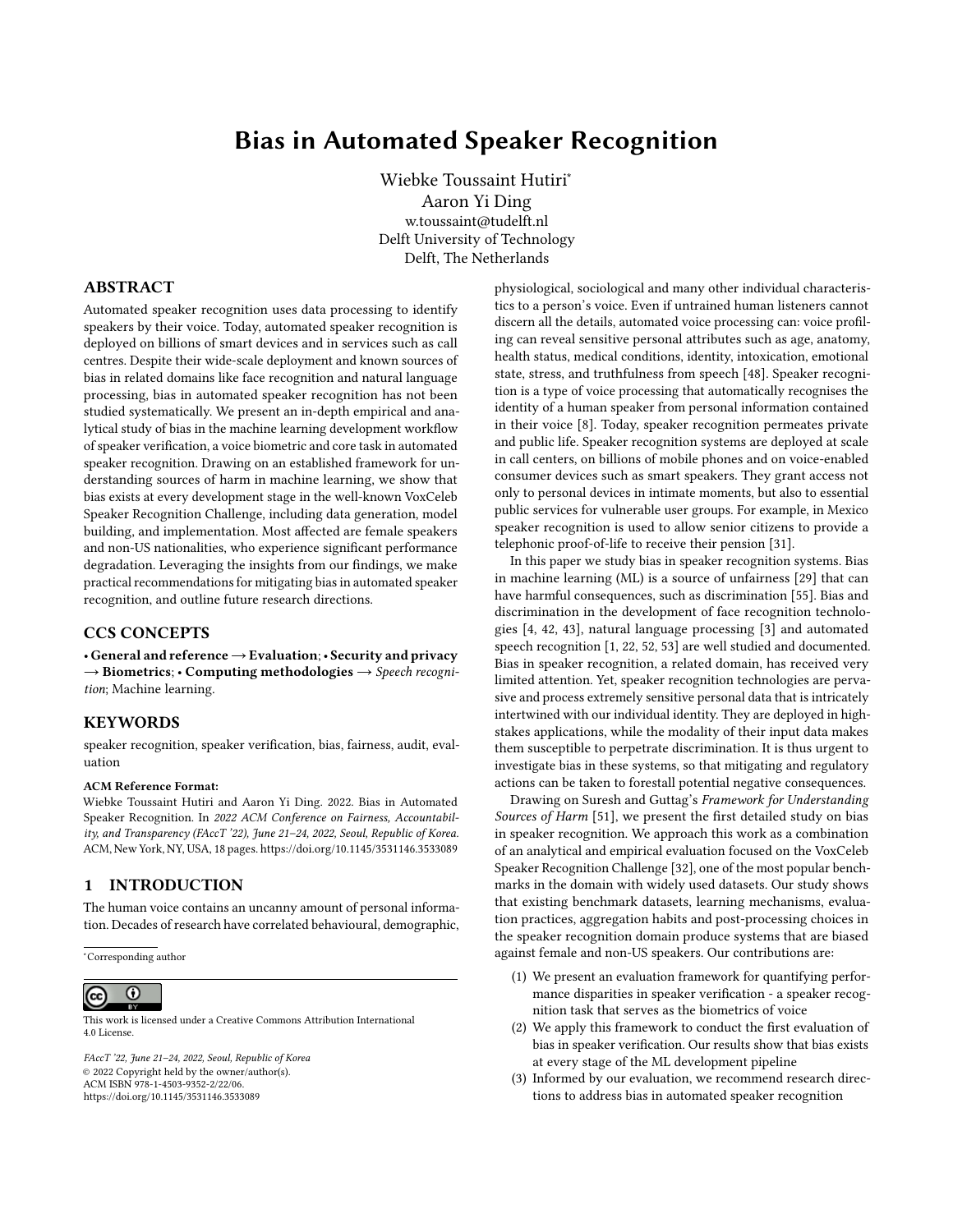# Bias in Automated Speaker Recognition

Wiebke Toussaint Hutiri*
Aaron Yi Ding
w.toussaint@tudelft.nl
Delft University of Technology
Delft, The Netherlands

## ABSTRACT

Automated speaker recognition uses data processing to identify speakers by their voice. Today, automated speaker recognition is deployed on billions of smart devices and in services such as call centres. Despite their wide-scale deployment and known sources of bias in related domains like face recognition and natural language processing, bias in automated speaker recognition has not been studied systematically. We present an in-depth empirical and analytical study of bias in the machine learning development workflow of speaker verification, a voice biometric and core task in automated speaker recognition. Drawing on an established framework for understanding sources of harm in machine learning, we show that bias exists at every development stage in the well-known VoxCeleb Speaker Recognition Challenge, including data generation, model building, and implementation. Most affected are female speakers and non-US nationalities, who experience significant performance degradation. Leveraging the insights from our findings, we make practical recommendations for mitigating bias in automated speaker recognition, and outline future research directions.

## CCS CONCEPTS

• **General and reference** → **Evaluation**; • **Security and privacy** → **Biometrics**; • **Computing methodologies** → *Speech recognition*; Machine learning.

## KEYWORDS

speaker recognition, speaker verification, bias, fairness, audit, evaluation

**ACM Reference Format:**
Wiebke Toussaint Hutiri and Aaron Yi Ding. 2022. Bias in Automated Speaker Recognition. In *2022 ACM Conference on Fairness, Accountability, and Transparency (FAccT '22), June 21–24, 2022, Seoul, Republic of Korea.* ACM, New York, NY, USA, 18 pages. https://doi.org/10.1145/3531146.3533089

## 1 INTRODUCTION

The human voice contains an uncanny amount of personal information. Decades of research have correlated behavioural, demographic, physiological, sociological and many other individual characteristics to a person's voice. Even if untrained human listeners cannot discern all the details, automated voice processing can: voice profiling can reveal sensitive personal attributes such as age, anatomy, health status, medical conditions, identity, intoxication, emotional state, stress, and truthfulness from speech [48]. Speaker recognition is a type of voice processing that automatically recognises the identity of a human speaker from personal information contained in their voice [8]. Today, speaker recognition permeates private and public life. Speaker recognition systems are deployed at scale in call centers, on billions of mobile phones and on voice-enabled consumer devices such as smart speakers. They grant access not only to personal devices in intimate moments, but also to essential public services for vulnerable user groups. For example, in Mexico speaker recognition is used to allow senior citizens to provide a telephonic proof-of-life to receive their pension [31].

In this paper we study bias in speaker recognition systems. Bias in machine learning (ML) is a source of unfairness [29] that can have harmful consequences, such as discrimination [55]. Bias and discrimination in the development of face recognition technologies [4, 42, 43], natural language processing [3] and automated speech recognition [1, 22, 52, 53] are well studied and documented. Bias in speaker recognition, a related domain, has received very limited attention. Yet, speaker recognition technologies are pervasive and process extremely sensitive personal data that is intricately intertwined with our individual identity. They are deployed in high-stakes applications, while the modality of their input data makes them susceptible to perpetrate discrimination. It is thus urgent to investigate bias in these systems, so that mitigating and regulatory actions can be taken to forestall potential negative consequences.

Drawing on Suresh and Guttag's *Framework for Understanding Sources of Harm* [51], we present the first detailed study on bias in speaker recognition. We approach this work as a combination of an analytical and empirical evaluation focused on the VoxCeleb Speaker Recognition Challenge [32], one of the most popular benchmarks in the domain with widely used datasets. Our study shows that existing benchmark datasets, learning mechanisms, evaluation practices, aggregation habits and post-processing choices in the speaker recognition domain produce systems that are biased against female and non-US speakers. Our contributions are:

(1) We present an evaluation framework for quantifying performance disparities in speaker verification - a speaker recognition task that serves as the biometrics of voice
(2) We apply this framework to conduct the first evaluation of bias in speaker verification. Our results show that bias exists at every stage of the ML development pipeline
(3) Informed by our evaluation, we recommend research directions to address bias in automated speaker recognition

*Corresponding author

This work is licensed under a Creative Commons Attribution International 4.0 License.

*FAccT '22, June 21–24, 2022, Seoul, Republic of Korea*
© 2022 Copyright held by the owner/author(s).
ACM ISBN 978-1-4503-9352-2/22/06.
https://doi.org/10.1145/3531146.3533089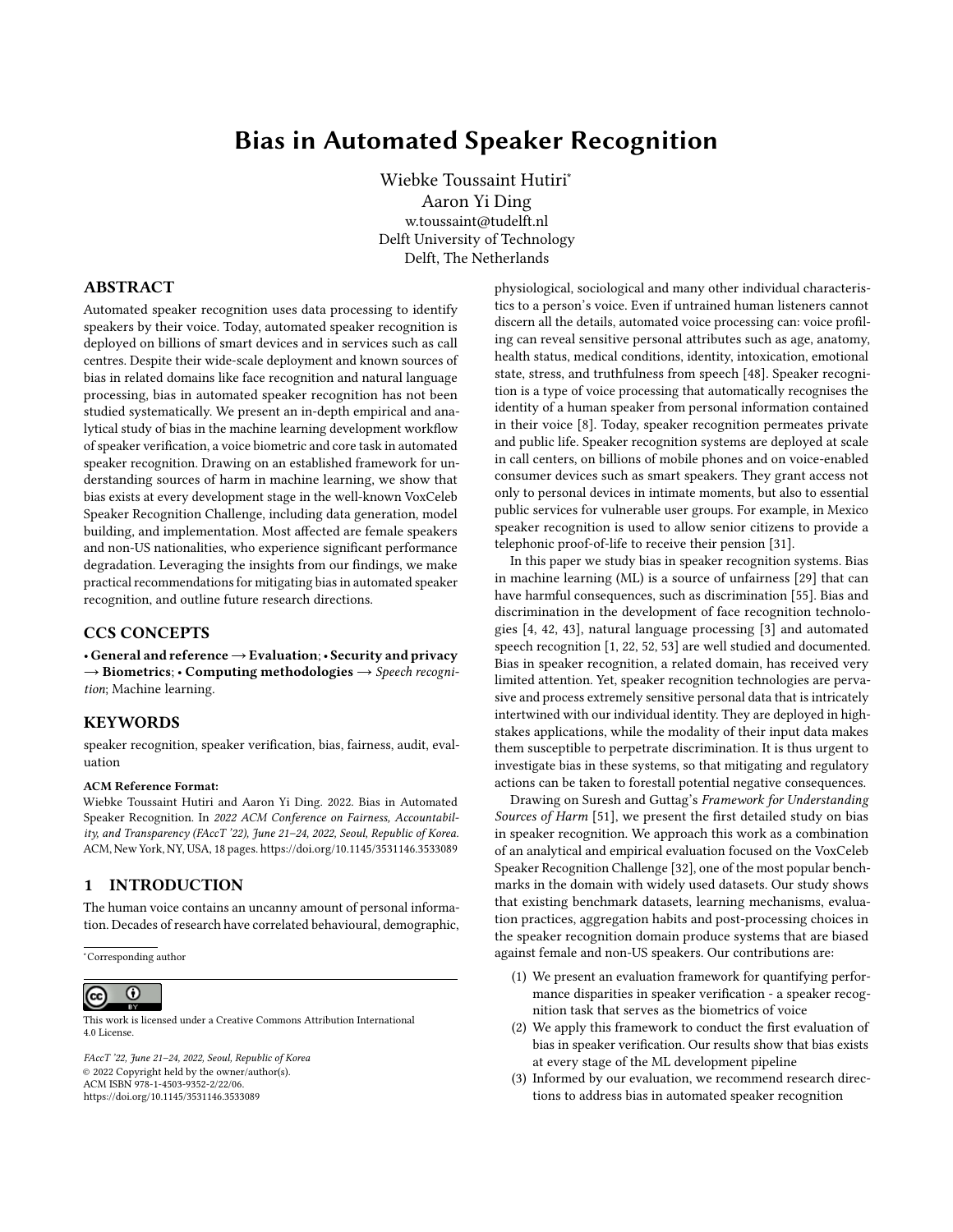# Bias in Automated Speaker Recognition

Wiebke Toussaint Hutiri[*]
Aaron Yi Ding
w.toussaint@tudelft.nl
Delft University of Technology
Delft, The Netherlands

## ABSTRACT

Automated speaker recognition uses data processing to identify speakers by their voice. Today, automated speaker recognition is deployed on billions of smart devices and in services such as call centres. Despite their wide-scale deployment and known sources of bias in related domains like face recognition and natural language processing, bias in automated speaker recognition has not been studied systematically. We present an in-depth empirical and analytical study of bias in the machine learning development workflow of speaker verification, a voice biometric and core task in automated speaker recognition. Drawing on an established framework for understanding sources of harm in machine learning, we show that bias exists at every development stage in the well-known VoxCeleb Speaker Recognition Challenge, including data generation, model building, and implementation. Most affected are female speakers and non-US nationalities, who experience significant performance degradation. Leveraging the insights from our findings, we make practical recommendations for mitigating bias in automated speaker recognition, and outline future research directions.

## CCS CONCEPTS

• **General and reference** → **Evaluation**; • **Security and privacy** → **Biometrics**; • **Computing methodologies** → *Speech recognition*; Machine learning.

## KEYWORDS

speaker recognition, speaker verification, bias, fairness, audit, evaluation

**ACM Reference Format:**
Wiebke Toussaint Hutiri and Aaron Yi Ding. 2022. Bias in Automated Speaker Recognition. In *2022 ACM Conference on Fairness, Accountability, and Transparency (FAccT '22), June 21–24, 2022, Seoul, Republic of Korea.* ACM, New York, NY, USA, 18 pages. https://doi.org/10.1145/3531146.3533089

## 1 INTRODUCTION

The human voice contains an uncanny amount of personal information. Decades of research have correlated behavioural, demographic, physiological, sociological and many other individual characteristics to a person's voice. Even if untrained human listeners cannot discern all the details, automated voice processing can: voice profiling can reveal sensitive personal attributes such as age, anatomy, health status, medical conditions, identity, intoxication, emotional state, stress, and truthfulness from speech [48]. Speaker recognition is a type of voice processing that automatically recognises the identity of a human speaker from personal information contained in their voice [8]. Today, speaker recognition permeates private and public life. Speaker recognition systems are deployed at scale in call centers, on billions of mobile phones and on voice-enabled consumer devices such as smart speakers. They grant access not only to personal devices in intimate moments, but also to essential public services for vulnerable user groups. For example, in Mexico speaker recognition is used to allow senior citizens to provide a telephonic proof-of-life to receive their pension [31].

In this paper we study bias in speaker recognition systems. Bias in machine learning (ML) is a source of unfairness [29] that can have harmful consequences, such as discrimination [55]. Bias and discrimination in the development of face recognition technologies [4, 42, 43], natural language processing [3] and automated speech recognition [1, 22, 52, 53] are well studied and documented. Bias in speaker recognition, a related domain, has received very limited attention. Yet, speaker recognition technologies are pervasive and process extremely sensitive personal data that is intricately intertwined with our individual identity. They are deployed in high-stakes applications, while the modality of their input data makes them susceptible to perpetrate discrimination. It is thus urgent to investigate bias in these systems, so that mitigating and regulatory actions can be taken to forestall potential negative consequences.

Drawing on Suresh and Guttag's *Framework for Understanding Sources of Harm* [51], we present the first detailed study on bias in speaker recognition. We approach this work as a combination of an analytical and empirical evaluation focused on the VoxCeleb Speaker Recognition Challenge [32], one of the most popular benchmarks in the domain with widely used datasets. Our study shows that existing benchmark datasets, learning mechanisms, evaluation practices, aggregation habits and post-processing choices in the speaker recognition domain produce systems that are biased against female and non-US speakers. Our contributions are:

1. We present an evaluation framework for quantifying performance disparities in speaker verification - a speaker recognition task that serves as the biometrics of voice
2. We apply this framework to conduct the first evaluation of bias in speaker verification. Our results show that bias exists at every stage of the ML development pipeline
3. Informed by our evaluation, we recommend research directions to address bias in automated speaker recognition

[*]Corresponding author

This work is licensed under a Creative Commons Attribution International 4.0 License.

*FAccT '22, June 21–24, 2022, Seoul, Republic of Korea*
© 2022 Copyright held by the owner/author(s).
ACM ISBN 978-1-4503-9352-2/22/06.
https://doi.org/10.1145/3531146.3533089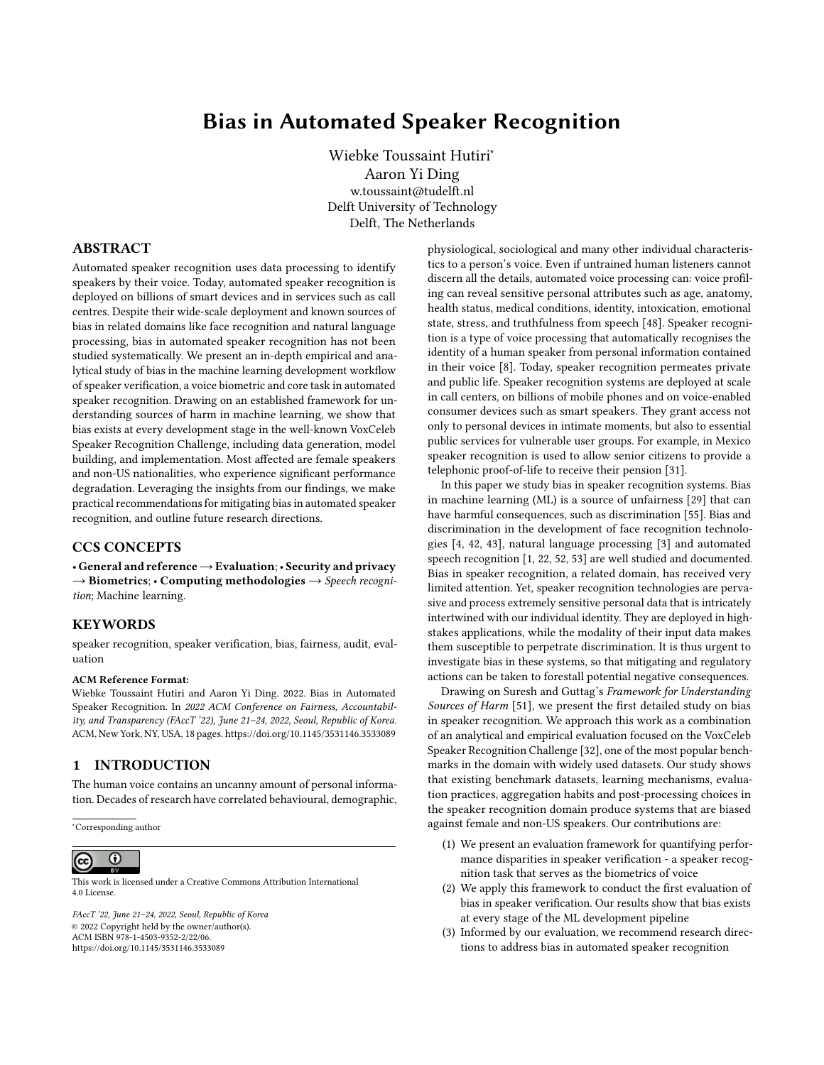# Bias in Automated Speaker Recognition

Wiebke Toussaint Hutiri[*]
Aaron Yi Ding
w.toussaint@tudelft.nl
Delft University of Technology
Delft, The Netherlands

## ABSTRACT

Automated speaker recognition uses data processing to identify speakers by their voice. Today, automated speaker recognition is deployed on billions of smart devices and in services such as call centres. Despite their wide-scale deployment and known sources of bias in related domains like face recognition and natural language processing, bias in automated speaker recognition has not been studied systematically. We present an in-depth empirical and analytical study of bias in the machine learning development workflow of speaker verification, a voice biometric and core task in automated speaker recognition. Drawing on an established framework for understanding sources of harm in machine learning, we show that bias exists at every development stage in the well-known VoxCeleb Speaker Recognition Challenge, including data generation, model building, and implementation. Most affected are female speakers and non-US nationalities, who experience significant performance degradation. Leveraging the insights from our findings, we make practical recommendations for mitigating bias in automated speaker recognition, and outline future research directions.

## CCS CONCEPTS

• **General and reference** → **Evaluation**; • **Security and privacy** → **Biometrics**; • **Computing methodologies** → *Speech recognition*; Machine learning.

## KEYWORDS

speaker recognition, speaker verification, bias, fairness, audit, evaluation

**ACM Reference Format:**
Wiebke Toussaint Hutiri and Aaron Yi Ding. 2022. Bias in Automated Speaker Recognition. In *2022 ACM Conference on Fairness, Accountability, and Transparency (FAccT '22), June 21–24, 2022, Seoul, Republic of Korea.* ACM, New York, NY, USA, 18 pages. https://doi.org/10.1145/3531146.3533089

## 1 INTRODUCTION

The human voice contains an uncanny amount of personal information. Decades of research have correlated behavioural, demographic, physiological, sociological and many other individual characteristics to a person's voice. Even if untrained human listeners cannot discern all the details, automated voice processing can: voice profiling can reveal sensitive personal attributes such as age, anatomy, health status, medical conditions, identity, intoxication, emotional state, stress, and truthfulness from speech [48]. Speaker recognition is a type of voice processing that automatically recognises the identity of a human speaker from personal information contained in their voice [8]. Today, speaker recognition permeates private and public life. Speaker recognition systems are deployed at scale in call centers, on billions of mobile phones and on voice-enabled consumer devices such as smart speakers. They grant access not only to personal devices in intimate moments, but also to essential public services for vulnerable user groups. For example, in Mexico speaker recognition is used to allow senior citizens to provide a telephonic proof-of-life to receive their pension [31].

In this paper we study bias in speaker recognition systems. Bias in machine learning (ML) is a source of unfairness [29] that can have harmful consequences, such as discrimination [55]. Bias and discrimination in the development of face recognition technologies [4, 42, 43], natural language processing [3] and automated speech recognition [1, 22, 52, 53] are well studied and documented. Bias in speaker recognition, a related domain, has received very limited attention. Yet, speaker recognition technologies are pervasive and process extremely sensitive personal data that is intricately intertwined with our individual identity. They are deployed in high-stakes applications, while the modality of their input data makes them susceptible to perpetrate discrimination. It is thus urgent to investigate bias in these systems, so that mitigating and regulatory actions can be taken to forestall potential negative consequences.

Drawing on Suresh and Guttag's *Framework for Understanding Sources of Harm* [51], we present the first detailed study on bias in speaker recognition. We approach this work as a combination of an analytical and empirical evaluation focused on the VoxCeleb Speaker Recognition Challenge [32], one of the most popular benchmarks in the domain with widely used datasets. Our study shows that existing benchmark datasets, learning mechanisms, evaluation practices, aggregation habits and post-processing choices in the speaker recognition domain produce systems that are biased against female and non-US speakers. Our contributions are:

(1) We present an evaluation framework for quantifying performance disparities in speaker verification - a speaker recognition task that serves as the biometrics of voice
(2) We apply this framework to conduct the first evaluation of bias in speaker verification. Our results show that bias exists at every stage of the ML development pipeline
(3) Informed by our evaluation, we recommend research directions to address bias in automated speaker recognition

[*]Corresponding author

This work is licensed under a Creative Commons Attribution International 4.0 License.

*FAccT '22, June 21–24, 2022, Seoul, Republic of Korea*
© 2022 Copyright held by the owner/author(s).
ACM ISBN 978-1-4503-9352-2/22/06.
https://doi.org/10.1145/3531146.3533089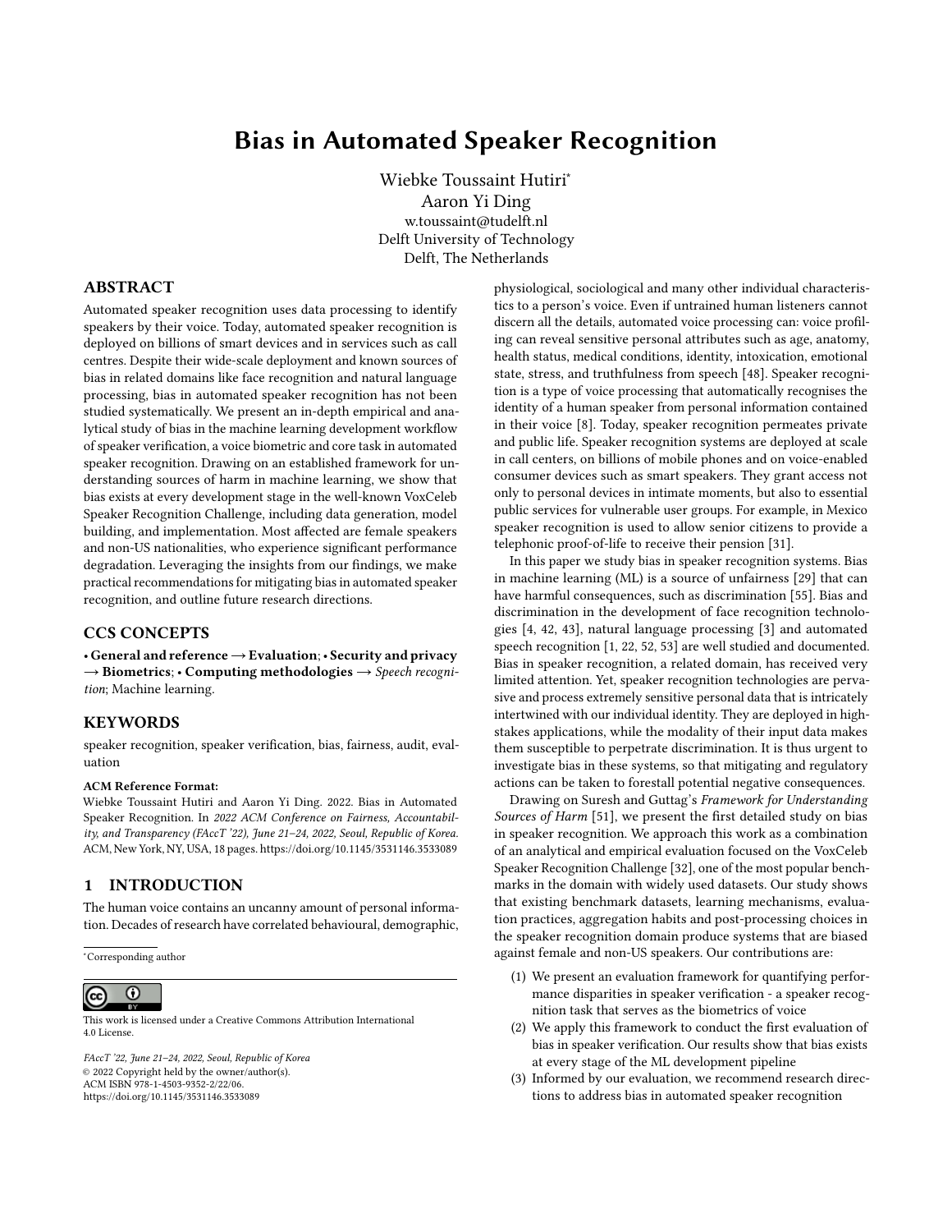# Bias in Automated Speaker Recognition

Wiebke Toussaint Hutiri[*]
Aaron Yi Ding
w.toussaint@tudelft.nl
Delft University of Technology
Delft, The Netherlands

## ABSTRACT

Automated speaker recognition uses data processing to identify speakers by their voice. Today, automated speaker recognition is deployed on billions of smart devices and in services such as call centres. Despite their wide-scale deployment and known sources of bias in related domains like face recognition and natural language processing, bias in automated speaker recognition has not been studied systematically. We present an in-depth empirical and analytical study of bias in the machine learning development workflow of speaker verification, a voice biometric and core task in automated speaker recognition. Drawing on an established framework for understanding sources of harm in machine learning, we show that bias exists at every development stage in the well-known VoxCeleb Speaker Recognition Challenge, including data generation, model building, and implementation. Most affected are female speakers and non-US nationalities, who experience significant performance degradation. Leveraging the insights from our findings, we make practical recommendations for mitigating bias in automated speaker recognition, and outline future research directions.

## CCS CONCEPTS

• **General and reference** → **Evaluation**; • **Security and privacy** → **Biometrics**; • **Computing methodologies** → *Speech recognition*; Machine learning.

## KEYWORDS

speaker recognition, speaker verification, bias, fairness, audit, evaluation

**ACM Reference Format:**
Wiebke Toussaint Hutiri and Aaron Yi Ding. 2022. Bias in Automated Speaker Recognition. In *2022 ACM Conference on Fairness, Accountability, and Transparency (FAccT '22), June 21–24, 2022, Seoul, Republic of Korea.* ACM, New York, NY, USA, 18 pages. https://doi.org/10.1145/3531146.3533089

## 1 INTRODUCTION

The human voice contains an uncanny amount of personal information. Decades of research have correlated behavioural, demographic, physiological, sociological and many other individual characteristics to a person's voice. Even if untrained human listeners cannot discern all the details, automated voice processing can: voice profiling can reveal sensitive personal attributes such as age, anatomy, health status, medical conditions, identity, intoxication, emotional state, stress, and truthfulness from speech [48]. Speaker recognition is a type of voice processing that automatically recognises the identity of a human speaker from personal information contained in their voice [8]. Today, speaker recognition permeates private and public life. Speaker recognition systems are deployed at scale in call centers, on billions of mobile phones and on voice-enabled consumer devices such as smart speakers. They grant access not only to personal devices in intimate moments, but also to essential public services for vulnerable user groups. For example, in Mexico speaker recognition is used to allow senior citizens to provide a telephonic proof-of-life to receive their pension [31].

In this paper we study bias in speaker recognition systems. Bias in machine learning (ML) is a source of unfairness [29] that can have harmful consequences, such as discrimination [55]. Bias and discrimination in the development of face recognition technologies [4, 42, 43], natural language processing [3] and automated speech recognition [1, 22, 52, 53] are well studied and documented. Bias in speaker recognition, a related domain, has received very limited attention. Yet, speaker recognition technologies are pervasive and process extremely sensitive personal data that is intricately intertwined with our individual identity. They are deployed in high-stakes applications, while the modality of their input data makes them susceptible to perpetrate discrimination. It is thus urgent to investigate bias in these systems, so that mitigating and regulatory actions can be taken to forestall potential negative consequences.

Drawing on Suresh and Guttag's *Framework for Understanding Sources of Harm* [51], we present the first detailed study on bias in speaker recognition. We approach this work as a combination of an analytical and empirical evaluation focused on the VoxCeleb Speaker Recognition Challenge [32], one of the most popular benchmarks in the domain with widely used datasets. Our study shows that existing benchmark datasets, learning mechanisms, evaluation practices, aggregation habits and post-processing choices in the speaker recognition domain produce systems that are biased against female and non-US speakers. Our contributions are:

(1) We present an evaluation framework for quantifying performance disparities in speaker verification - a speaker recognition task that serves as the biometrics of voice
(2) We apply this framework to conduct the first evaluation of bias in speaker verification. Our results show that bias exists at every stage of the ML development pipeline
(3) Informed by our evaluation, we recommend research directions to address bias in automated speaker recognition

[*] Corresponding author

This work is licensed under a Creative Commons Attribution International 4.0 License.

*FAccT '22, June 21–24, 2022, Seoul, Republic of Korea*
© 2022 Copyright held by the owner/author(s).
ACM ISBN 978-1-4503-9352-2/22/06.
https://doi.org/10.1145/3531146.3533089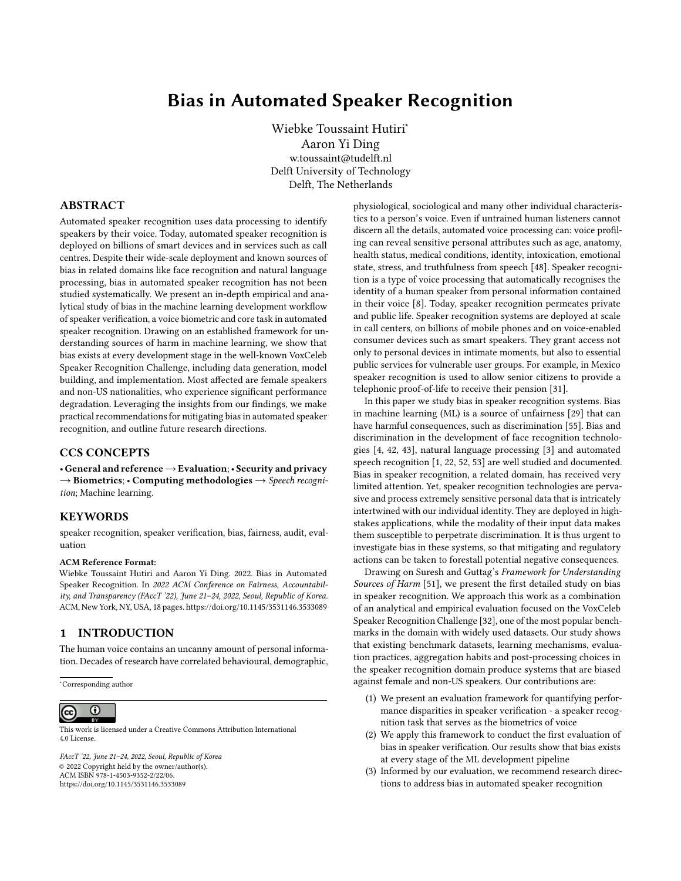# Bias in Automated Speaker Recognition

Wiebke Toussaint Hutiri*
Aaron Yi Ding
w.toussaint@tudelft.nl
Delft University of Technology
Delft, The Netherlands

## ABSTRACT

Automated speaker recognition uses data processing to identify speakers by their voice. Today, automated speaker recognition is deployed on billions of smart devices and in services such as call centres. Despite their wide-scale deployment and known sources of bias in related domains like face recognition and natural language processing, bias in automated speaker recognition has not been studied systematically. We present an in-depth empirical and analytical study of bias in the machine learning development workflow of speaker verification, a voice biometric and core task in automated speaker recognition. Drawing on an established framework for understanding sources of harm in machine learning, we show that bias exists at every development stage in the well-known VoxCeleb Speaker Recognition Challenge, including data generation, model building, and implementation. Most affected are female speakers and non-US nationalities, who experience significant performance degradation. Leveraging the insights from our findings, we make practical recommendations for mitigating bias in automated speaker recognition, and outline future research directions.

## CCS CONCEPTS

• **General and reference** → **Evaluation**; • **Security and privacy** → **Biometrics**; • **Computing methodologies** → *Speech recognition*; Machine learning.

## KEYWORDS

speaker recognition, speaker verification, bias, fairness, audit, evaluation

**ACM Reference Format:**
Wiebke Toussaint Hutiri and Aaron Yi Ding. 2022. Bias in Automated Speaker Recognition. In *2022 ACM Conference on Fairness, Accountability, and Transparency (FAccT '22), June 21–24, 2022, Seoul, Republic of Korea.* ACM, New York, NY, USA, 18 pages. https://doi.org/10.1145/3531146.3533089

## 1 INTRODUCTION

The human voice contains an uncanny amount of personal information. Decades of research have correlated behavioural, demographic, physiological, sociological and many other individual characteristics to a person's voice. Even if untrained human listeners cannot discern all the details, automated voice processing can: voice profiling can reveal sensitive personal attributes such as age, anatomy, health status, medical conditions, identity, intoxication, emotional state, stress, and truthfulness from speech [48]. Speaker recognition is a type of voice processing that automatically recognises the identity of a human speaker from personal information contained in their voice [8]. Today, speaker recognition permeates private and public life. Speaker recognition systems are deployed at scale in call centers, on billions of mobile phones and on voice-enabled consumer devices such as smart speakers. They grant access not only to personal devices in intimate moments, but also to essential public services for vulnerable user groups. For example, in Mexico speaker recognition is used to allow senior citizens to provide a telephonic proof-of-life to receive their pension [31].

In this paper we study bias in speaker recognition systems. Bias in machine learning (ML) is a source of unfairness [29] that can have harmful consequences, such as discrimination [55]. Bias and discrimination in the development of face recognition technologies [4, 42, 43], natural language processing [3] and automated speech recognition [1, 22, 52, 53] are well studied and documented. Bias in speaker recognition, a related domain, has received very limited attention. Yet, speaker recognition technologies are pervasive and process extremely sensitive personal data that is intricately intertwined with our individual identity. They are deployed in high-stakes applications, while the modality of their input data makes them susceptible to perpetrate discrimination. It is thus urgent to investigate bias in these systems, so that mitigating and regulatory actions can be taken to forestall potential negative consequences.

Drawing on Suresh and Guttag's *Framework for Understanding Sources of Harm* [51], we present the first detailed study on bias in speaker recognition. We approach this work as a combination of an analytical and empirical evaluation focused on the VoxCeleb Speaker Recognition Challenge [32], one of the most popular benchmarks in the domain with widely used datasets. Our study shows that existing benchmark datasets, learning mechanisms, evaluation practices, aggregation habits and post-processing choices in the speaker recognition domain produce systems that are biased against female and non-US speakers. Our contributions are:

1. We present an evaluation framework for quantifying performance disparities in speaker verification - a speaker recognition task that serves as the biometrics of voice
2. We apply this framework to conduct the first evaluation of bias in speaker verification. Our results show that bias exists at every stage of the ML development pipeline
3. Informed by our evaluation, we recommend research directions to address bias in automated speaker recognition

*Corresponding author

This work is licensed under a Creative Commons Attribution International 4.0 License.

*FAccT '22, June 21–24, 2022, Seoul, Republic of Korea*
© 2022 Copyright held by the owner/author(s).
ACM ISBN 978-1-4503-9352-2/22/06.
https://doi.org/10.1145/3531146.3533089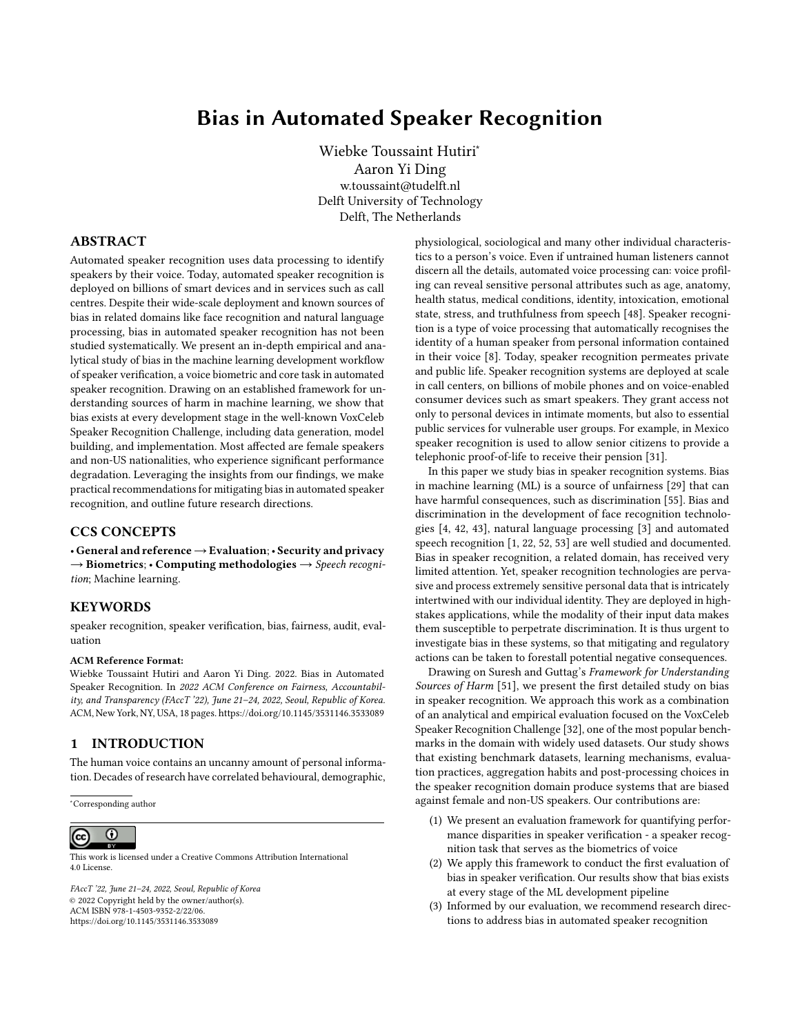# Bias in Automated Speaker Recognition

Wiebke Toussaint Hutiri*
Aaron Yi Ding
w.toussaint@tudelft.nl
Delft University of Technology
Delft, The Netherlands

## ABSTRACT

Automated speaker recognition uses data processing to identify speakers by their voice. Today, automated speaker recognition is deployed on billions of smart devices and in services such as call centres. Despite their wide-scale deployment and known sources of bias in related domains like face recognition and natural language processing, bias in automated speaker recognition has not been studied systematically. We present an in-depth empirical and analytical study of bias in the machine learning development workflow of speaker verification, a voice biometric and core task in automated speaker recognition. Drawing on an established framework for understanding sources of harm in machine learning, we show that bias exists at every development stage in the well-known VoxCeleb Speaker Recognition Challenge, including data generation, model building, and implementation. Most affected are female speakers and non-US nationalities, who experience significant performance degradation. Leveraging the insights from our findings, we make practical recommendations for mitigating bias in automated speaker recognition, and outline future research directions.

## CCS CONCEPTS

• **General and reference** → **Evaluation**; • **Security and privacy** → **Biometrics**; • **Computing methodologies** → *Speech recognition*; Machine learning.

## KEYWORDS

speaker recognition, speaker verification, bias, fairness, audit, evaluation

**ACM Reference Format:**
Wiebke Toussaint Hutiri and Aaron Yi Ding. 2022. Bias in Automated Speaker Recognition. In *2022 ACM Conference on Fairness, Accountability, and Transparency (FAccT '22), June 21–24, 2022, Seoul, Republic of Korea.* ACM, New York, NY, USA, 18 pages. https://doi.org/10.1145/3531146.3533089

## 1 INTRODUCTION

The human voice contains an uncanny amount of personal information. Decades of research have correlated behavioural, demographic, physiological, sociological and many other individual characteristics to a person's voice. Even if untrained human listeners cannot discern all the details, automated voice processing can: voice profiling can reveal sensitive personal attributes such as age, anatomy, health status, medical conditions, identity, intoxication, emotional state, stress, and truthfulness from speech [48]. Speaker recognition is a type of voice processing that automatically recognises the identity of a human speaker from personal information contained in their voice [8]. Today, speaker recognition permeates private and public life. Speaker recognition systems are deployed at scale in call centers, on billions of mobile phones and on voice-enabled consumer devices such as smart speakers. They grant access not only to personal devices in intimate moments, but also to essential public services for vulnerable user groups. For example, in Mexico speaker recognition is used to allow senior citizens to provide a telephonic proof-of-life to receive their pension [31].

In this paper we study bias in speaker recognition systems. Bias in machine learning (ML) is a source of unfairness [29] that can have harmful consequences, such as discrimination [55]. Bias and discrimination in the development of face recognition technologies [4, 42, 43], natural language processing [3] and automated speech recognition [1, 22, 52, 53] are well studied and documented. Bias in speaker recognition, a related domain, has received very limited attention. Yet, speaker recognition technologies are pervasive and process extremely sensitive personal data that is intricately intertwined with our individual identity. They are deployed in high-stakes applications, while the modality of their input data makes them susceptible to perpetrate discrimination. It is thus urgent to investigate bias in these systems, so that mitigating and regulatory actions can be taken to forestall potential negative consequences.

Drawing on Suresh and Guttag's *Framework for Understanding Sources of Harm* [51], we present the first detailed study on bias in speaker recognition. We approach this work as a combination of an analytical and empirical evaluation focused on the VoxCeleb Speaker Recognition Challenge [32], one of the most popular benchmarks in the domain with widely used datasets. Our study shows that existing benchmark datasets, learning mechanisms, evaluation practices, aggregation habits and post-processing choices in the speaker recognition domain produce systems that are biased against female and non-US speakers. Our contributions are:

(1) We present an evaluation framework for quantifying performance disparities in speaker verification - a speaker recognition task that serves as the biometrics of voice
(2) We apply this framework to conduct the first evaluation of bias in speaker verification. Our results show that bias exists at every stage of the ML development pipeline
(3) Informed by our evaluation, we recommend research directions to address bias in automated speaker recognition

---

*Corresponding author

This work is licensed under a Creative Commons Attribution International 4.0 License.

*FAccT '22, June 21–24, 2022, Seoul, Republic of Korea*
© 2022 Copyright held by the owner/author(s).
ACM ISBN 978-1-4503-9352-2/22/06.
https://doi.org/10.1145/3531146.3533089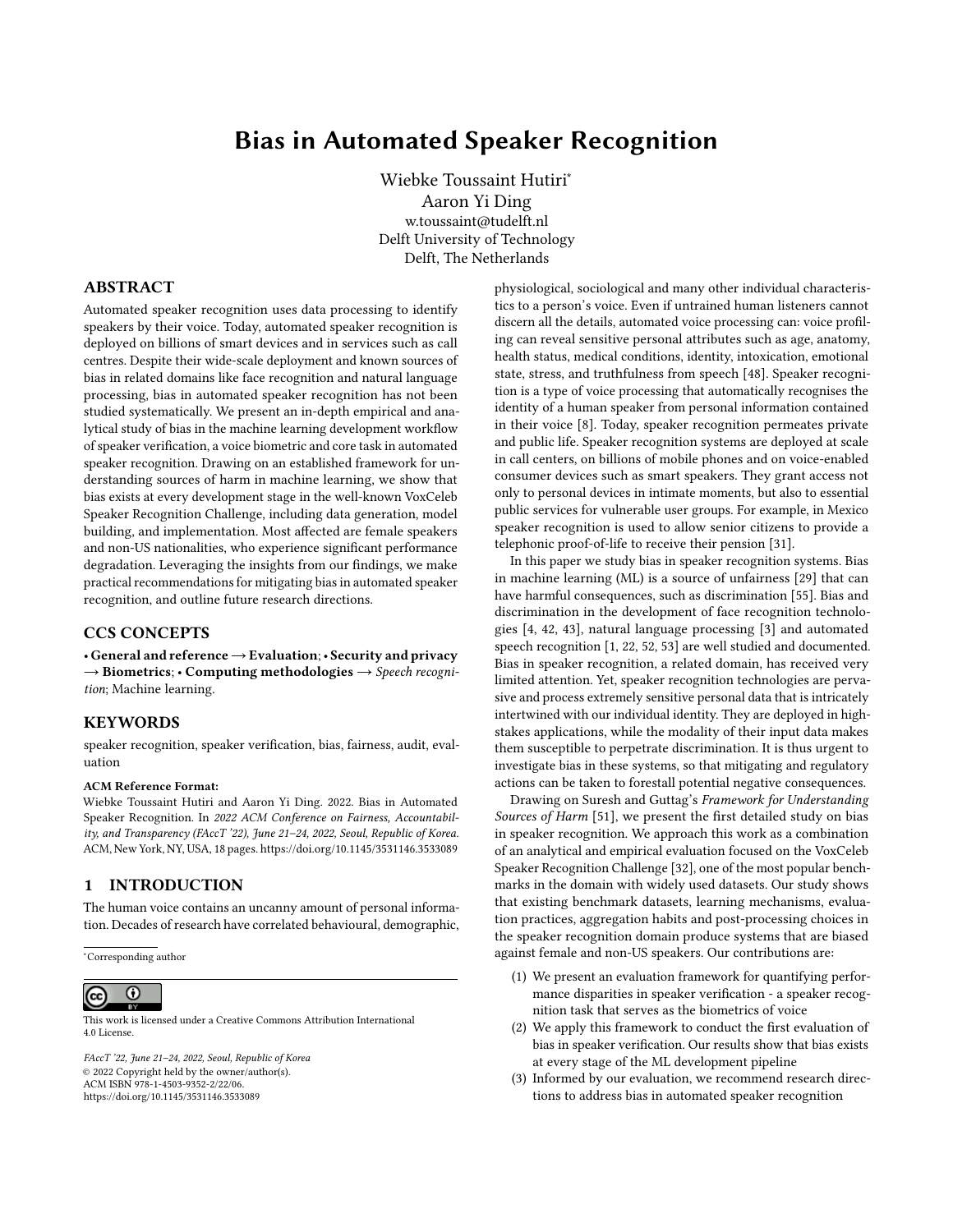# Bias in Automated Speaker Recognition

Wiebke Toussaint Hutiri[*]
Aaron Yi Ding
w.toussaint@tudelft.nl
Delft University of Technology
Delft, The Netherlands

## ABSTRACT

Automated speaker recognition uses data processing to identify speakers by their voice. Today, automated speaker recognition is deployed on billions of smart devices and in services such as call centres. Despite their wide-scale deployment and known sources of bias in related domains like face recognition and natural language processing, bias in automated speaker recognition has not been studied systematically. We present an in-depth empirical and analytical study of bias in the machine learning development workflow of speaker verification, a voice biometric and core task in automated speaker recognition. Drawing on an established framework for understanding sources of harm in machine learning, we show that bias exists at every development stage in the well-known VoxCeleb Speaker Recognition Challenge, including data generation, model building, and implementation. Most affected are female speakers and non-US nationalities, who experience significant performance degradation. Leveraging the insights from our findings, we make practical recommendations for mitigating bias in automated speaker recognition, and outline future research directions.

## CCS CONCEPTS

• **General and reference** → **Evaluation**; • **Security and privacy** → **Biometrics**; • **Computing methodologies** → *Speech recognition*; Machine learning.

## KEYWORDS

speaker recognition, speaker verification, bias, fairness, audit, evaluation

**ACM Reference Format:**
Wiebke Toussaint Hutiri and Aaron Yi Ding. 2022. Bias in Automated Speaker Recognition. In *2022 ACM Conference on Fairness, Accountability, and Transparency (FAccT '22), June 21–24, 2022, Seoul, Republic of Korea.* ACM, New York, NY, USA, 18 pages. https://doi.org/10.1145/3531146.3533089

## 1 INTRODUCTION

The human voice contains an uncanny amount of personal information. Decades of research have correlated behavioural, demographic, physiological, sociological and many other individual characteristics to a person's voice. Even if untrained human listeners cannot discern all the details, automated voice processing can: voice profiling can reveal sensitive personal attributes such as age, anatomy, health status, medical conditions, identity, intoxication, emotional state, stress, and truthfulness from speech [48]. Speaker recognition is a type of voice processing that automatically recognises the identity of a human speaker from personal information contained in their voice [8]. Today, speaker recognition permeates private and public life. Speaker recognition systems are deployed at scale in call centers, on billions of mobile phones and on voice-enabled consumer devices such as smart speakers. They grant access not only to personal devices in intimate moments, but also to essential public services for vulnerable user groups. For example, in Mexico speaker recognition is used to allow senior citizens to provide a telephonic proof-of-life to receive their pension [31].

In this paper we study bias in speaker recognition systems. Bias in machine learning (ML) is a source of unfairness [29] that can have harmful consequences, such as discrimination [55]. Bias and discrimination in the development of face recognition technologies [4, 42, 43], natural language processing [3] and automated speech recognition [1, 22, 52, 53] are well studied and documented. Bias in speaker recognition, a related domain, has received very limited attention. Yet, speaker recognition technologies are pervasive and process extremely sensitive personal data that is intricately intertwined with our individual identity. They are deployed in high-stakes applications, while the modality of their input data makes them susceptible to perpetrate discrimination. It is thus urgent to investigate bias in these systems, so that mitigating and regulatory actions can be taken to forestall potential negative consequences.

Drawing on Suresh and Guttag's *Framework for Understanding Sources of Harm* [51], we present the first detailed study on bias in speaker recognition. We approach this work as a combination of an analytical and empirical evaluation focused on the VoxCeleb Speaker Recognition Challenge [32], one of the most popular benchmarks in the domain with widely used datasets. Our study shows that existing benchmark datasets, learning mechanisms, evaluation practices, aggregation habits and post-processing choices in the speaker recognition domain produce systems that are biased against female and non-US speakers. Our contributions are:

1. We present an evaluation framework for quantifying performance disparities in speaker verification - a speaker recognition task that serves as the biometrics of voice
2. We apply this framework to conduct the first evaluation of bias in speaker verification. Our results show that bias exists at every stage of the ML development pipeline
3. Informed by our evaluation, we recommend research directions to address bias in automated speaker recognition

[*] Corresponding author

This work is licensed under a Creative Commons Attribution International 4.0 License.

*FAccT '22, June 21–24, 2022, Seoul, Republic of Korea*
© 2022 Copyright held by the owner/author(s).
ACM ISBN 978-1-4503-9352-2/22/06.
https://doi.org/10.1145/3531146.3533089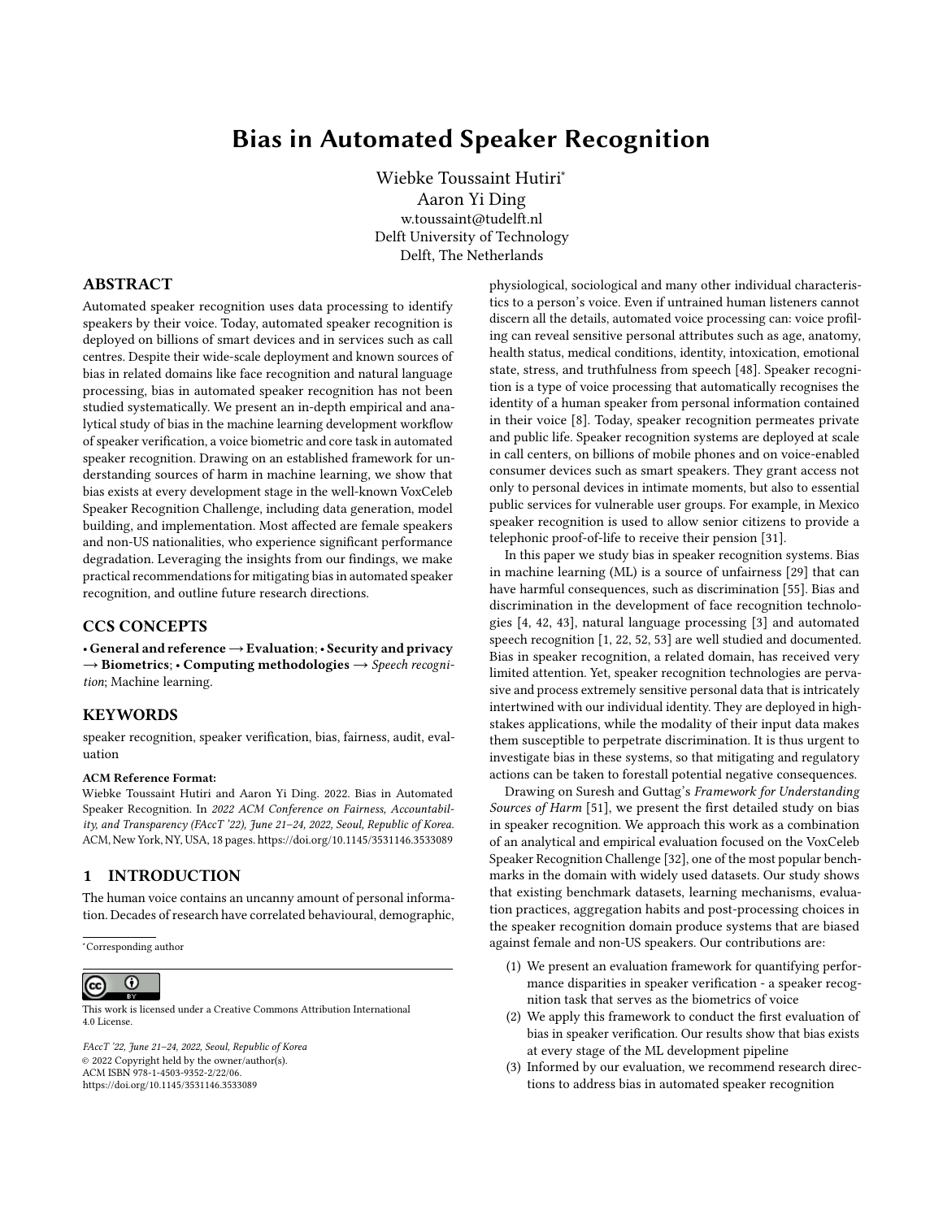# Bias in Automated Speaker Recognition

Wiebke Toussaint Hutiri*
Aaron Yi Ding
w.toussaint@tudelft.nl
Delft University of Technology
Delft, The Netherlands

## ABSTRACT

Automated speaker recognition uses data processing to identify speakers by their voice. Today, automated speaker recognition is deployed on billions of smart devices and in services such as call centres. Despite their wide-scale deployment and known sources of bias in related domains like face recognition and natural language processing, bias in automated speaker recognition has not been studied systematically. We present an in-depth empirical and analytical study of bias in the machine learning development workflow of speaker verification, a voice biometric and core task in automated speaker recognition. Drawing on an established framework for understanding sources of harm in machine learning, we show that bias exists at every development stage in the well-known VoxCeleb Speaker Recognition Challenge, including data generation, model building, and implementation. Most affected are female speakers and non-US nationalities, who experience significant performance degradation. Leveraging the insights from our findings, we make practical recommendations for mitigating bias in automated speaker recognition, and outline future research directions.

## CCS CONCEPTS

• **General and reference** → **Evaluation**; • **Security and privacy** → **Biometrics**; • **Computing methodologies** → *Speech recognition*; Machine learning.

## KEYWORDS

speaker recognition, speaker verification, bias, fairness, audit, evaluation

**ACM Reference Format:**
Wiebke Toussaint Hutiri and Aaron Yi Ding. 2022. Bias in Automated Speaker Recognition. In *2022 ACM Conference on Fairness, Accountability, and Transparency (FAccT '22), June 21–24, 2022, Seoul, Republic of Korea.* ACM, New York, NY, USA, 18 pages. https://doi.org/10.1145/3531146.3533089

## 1 INTRODUCTION

The human voice contains an uncanny amount of personal information. Decades of research have correlated behavioural, demographic, physiological, sociological and many other individual characteristics to a person's voice. Even if untrained human listeners cannot discern all the details, automated voice processing can: voice profiling can reveal sensitive personal attributes such as age, anatomy, health status, medical conditions, identity, intoxication, emotional state, stress, and truthfulness from speech [48]. Speaker recognition is a type of voice processing that automatically recognises the identity of a human speaker from personal information contained in their voice [8]. Today, speaker recognition permeates private and public life. Speaker recognition systems are deployed at scale in call centers, on billions of mobile phones and on voice-enabled consumer devices such as smart speakers. They grant access not only to personal devices in intimate moments, but also to essential public services for vulnerable user groups. For example, in Mexico speaker recognition is used to allow senior citizens to provide a telephonic proof-of-life to receive their pension [31].

In this paper we study bias in speaker recognition systems. Bias in machine learning (ML) is a source of unfairness [29] that can have harmful consequences, such as discrimination [55]. Bias and discrimination in the development of face recognition technologies [4, 42, 43], natural language processing [3] and automated speech recognition [1, 22, 52, 53] are well studied and documented. Bias in speaker recognition, a related domain, has received very limited attention. Yet, speaker recognition technologies are pervasive and process extremely sensitive personal data that is intricately intertwined with our individual identity. They are deployed in high-stakes applications, while the modality of their input data makes them susceptible to perpetrate discrimination. It is thus urgent to investigate bias in these systems, so that mitigating and regulatory actions can be taken to forestall potential negative consequences.

Drawing on Suresh and Guttag's *Framework for Understanding Sources of Harm* [51], we present the first detailed study on bias in speaker recognition. We approach this work as a combination of an analytical and empirical evaluation focused on the VoxCeleb Speaker Recognition Challenge [32], one of the most popular benchmarks in the domain with widely used datasets. Our study shows that existing benchmark datasets, learning mechanisms, evaluation practices, aggregation habits and post-processing choices in the speaker recognition domain produce systems that are biased against female and non-US speakers. Our contributions are:

(1) We present an evaluation framework for quantifying performance disparities in speaker verification - a speaker recognition task that serves as the biometrics of voice
(2) We apply this framework to conduct the first evaluation of bias in speaker verification. Our results show that bias exists at every stage of the ML development pipeline
(3) Informed by our evaluation, we recommend research directions to address bias in automated speaker recognition

*Corresponding author

This work is licensed under a Creative Commons Attribution International 4.0 License.

*FAccT '22, June 21–24, 2022, Seoul, Republic of Korea*
© 2022 Copyright held by the owner/author(s).
ACM ISBN 978-1-4503-9352-2/22/06.
https://doi.org/10.1145/3531146.3533089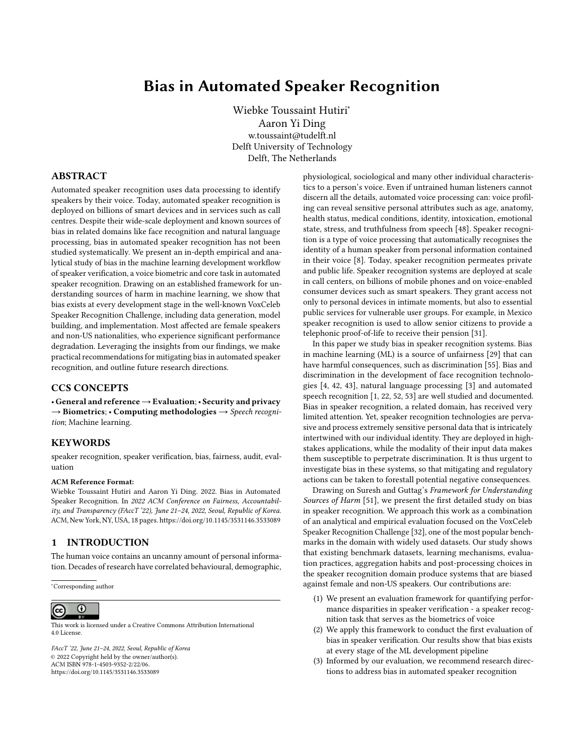# Bias in Automated Speaker Recognition

Wiebke Toussaint Hutiri*
Aaron Yi Ding
w.toussaint@tudelft.nl
Delft University of Technology
Delft, The Netherlands

## ABSTRACT

Automated speaker recognition uses data processing to identify speakers by their voice. Today, automated speaker recognition is deployed on billions of smart devices and in services such as call centres. Despite their wide-scale deployment and known sources of bias in related domains like face recognition and natural language processing, bias in automated speaker recognition has not been studied systematically. We present an in-depth empirical and analytical study of bias in the machine learning development workflow of speaker verification, a voice biometric and core task in automated speaker recognition. Drawing on an established framework for understanding sources of harm in machine learning, we show that bias exists at every development stage in the well-known VoxCeleb Speaker Recognition Challenge, including data generation, model building, and implementation. Most affected are female speakers and non-US nationalities, who experience significant performance degradation. Leveraging the insights from our findings, we make practical recommendations for mitigating bias in automated speaker recognition, and outline future research directions.

## CCS CONCEPTS

• **General and reference** → **Evaluation**; • **Security and privacy** → **Biometrics**; • **Computing methodologies** → *Speech recognition*; Machine learning.

## KEYWORDS

speaker recognition, speaker verification, bias, fairness, audit, evaluation

**ACM Reference Format:**
Wiebke Toussaint Hutiri and Aaron Yi Ding. 2022. Bias in Automated Speaker Recognition. In *2022 ACM Conference on Fairness, Accountability, and Transparency (FAccT '22), June 21–24, 2022, Seoul, Republic of Korea.* ACM, New York, NY, USA, 18 pages. https://doi.org/10.1145/3531146.3533089

## 1 INTRODUCTION

The human voice contains an uncanny amount of personal information. Decades of research have correlated behavioural, demographic, physiological, sociological and many other individual characteristics to a person's voice. Even if untrained human listeners cannot discern all the details, automated voice processing can: voice profiling can reveal sensitive personal attributes such as age, anatomy, health status, medical conditions, identity, intoxication, emotional state, stress, and truthfulness from speech [48]. Speaker recognition is a type of voice processing that automatically recognises the identity of a human speaker from personal information contained in their voice [8]. Today, speaker recognition permeates private and public life. Speaker recognition systems are deployed at scale in call centers, on billions of mobile phones and on voice-enabled consumer devices such as smart speakers. They grant access not only to personal devices in intimate moments, but also to essential public services for vulnerable user groups. For example, in Mexico speaker recognition is used to allow senior citizens to provide a telephonic proof-of-life to receive their pension [31].

In this paper we study bias in speaker recognition systems. Bias in machine learning (ML) is a source of unfairness [29] that can have harmful consequences, such as discrimination [55]. Bias and discrimination in the development of face recognition technologies [4, 42, 43], natural language processing [3] and automated speech recognition [1, 22, 52, 53] are well studied and documented. Bias in speaker recognition, a related domain, has received very limited attention. Yet, speaker recognition technologies are pervasive and process extremely sensitive personal data that is intricately intertwined with our individual identity. They are deployed in high-stakes applications, while the modality of their input data makes them susceptible to perpetrate discrimination. It is thus urgent to investigate bias in these systems, so that mitigating and regulatory actions can be taken to forestall potential negative consequences.

Drawing on Suresh and Guttag's *Framework for Understanding Sources of Harm* [51], we present the first detailed study on bias in speaker recognition. We approach this work as a combination of an analytical and empirical evaluation focused on the VoxCeleb Speaker Recognition Challenge [32], one of the most popular benchmarks in the domain with widely used datasets. Our study shows that existing benchmark datasets, learning mechanisms, evaluation practices, aggregation habits and post-processing choices in the speaker recognition domain produce systems that are biased against female and non-US speakers. Our contributions are:

(1) We present an evaluation framework for quantifying performance disparities in speaker verification - a speaker recognition task that serves as the biometrics of voice
(2) We apply this framework to conduct the first evaluation of bias in speaker verification. Our results show that bias exists at every stage of the ML development pipeline
(3) Informed by our evaluation, we recommend research directions to address bias in automated speaker recognition

*Corresponding author

This work is licensed under a Creative Commons Attribution International 4.0 License.

*FAccT '22, June 21–24, 2022, Seoul, Republic of Korea*
© 2022 Copyright held by the owner/author(s).
ACM ISBN 978-1-4503-9352-2/22/06.
https://doi.org/10.1145/3531146.3533089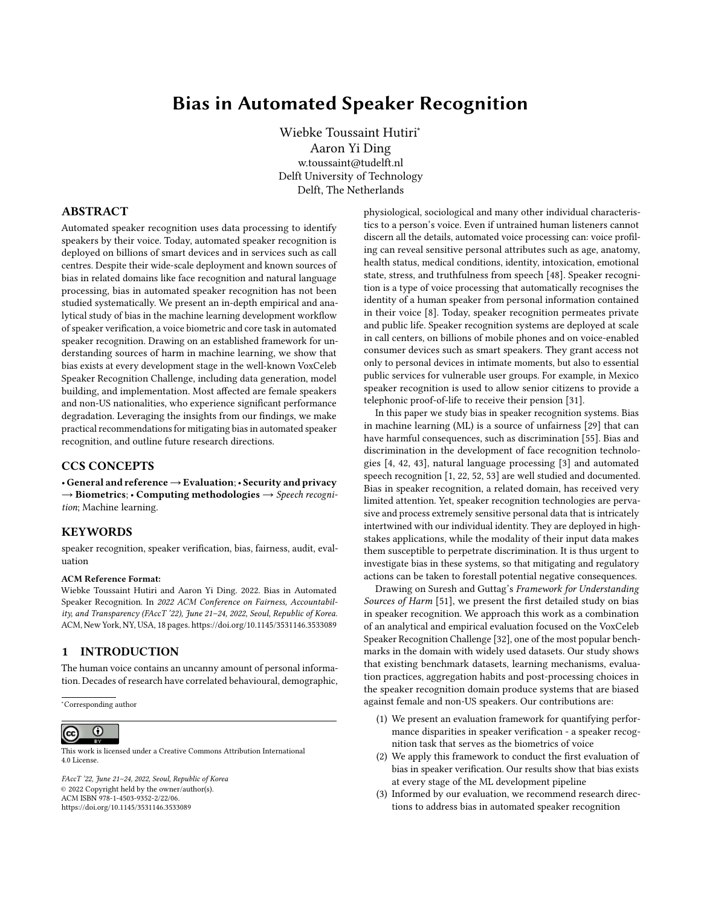# Bias in Automated Speaker Recognition

Wiebke Toussaint Hutiri[*]
Aaron Yi Ding
w.toussaint@tudelft.nl
Delft University of Technology
Delft, The Netherlands

## ABSTRACT

Automated speaker recognition uses data processing to identify speakers by their voice. Today, automated speaker recognition is deployed on billions of smart devices and in services such as call centres. Despite their wide-scale deployment and known sources of bias in related domains like face recognition and natural language processing, bias in automated speaker recognition has not been studied systematically. We present an in-depth empirical and analytical study of bias in the machine learning development workflow of speaker verification, a voice biometric and core task in automated speaker recognition. Drawing on an established framework for understanding sources of harm in machine learning, we show that bias exists at every development stage in the well-known VoxCeleb Speaker Recognition Challenge, including data generation, model building, and implementation. Most affected are female speakers and non-US nationalities, who experience significant performance degradation. Leveraging the insights from our findings, we make practical recommendations for mitigating bias in automated speaker recognition, and outline future research directions.

## CCS CONCEPTS

• **General and reference** → **Evaluation**; • **Security and privacy** → **Biometrics**; • **Computing methodologies** → *Speech recognition*; Machine learning.

## KEYWORDS

speaker recognition, speaker verification, bias, fairness, audit, evaluation

**ACM Reference Format:**

Wiebke Toussaint Hutiri and Aaron Yi Ding. 2022. Bias in Automated Speaker Recognition. In *2022 ACM Conference on Fairness, Accountability, and Transparency (FAccT '22), June 21–24, 2022, Seoul, Republic of Korea.* ACM, New York, NY, USA, 18 pages. https://doi.org/10.1145/3531146.3533089

## 1 INTRODUCTION

The human voice contains an uncanny amount of personal information. Decades of research have correlated behavioural, demographic, physiological, sociological and many other individual characteristics to a person's voice. Even if untrained human listeners cannot discern all the details, automated voice processing can: voice profiling can reveal sensitive personal attributes such as age, anatomy, health status, medical conditions, identity, intoxication, emotional state, stress, and truthfulness from speech [48]. Speaker recognition is a type of voice processing that automatically recognises the identity of a human speaker from personal information contained in their voice [8]. Today, speaker recognition permeates private and public life. Speaker recognition systems are deployed at scale in call centers, on billions of mobile phones and on voice-enabled consumer devices such as smart speakers. They grant access not only to personal devices in intimate moments, but also to essential public services for vulnerable user groups. For example, in Mexico speaker recognition is used to allow senior citizens to provide a telephonic proof-of-life to receive their pension [31].

In this paper we study bias in speaker recognition systems. Bias in machine learning (ML) is a source of unfairness [29] that can have harmful consequences, such as discrimination [55]. Bias and discrimination in the development of face recognition technologies [4, 42, 43], natural language processing [3] and automated speech recognition [1, 22, 52, 53] are well studied and documented. Bias in speaker recognition, a related domain, has received very limited attention. Yet, speaker recognition technologies are pervasive and process extremely sensitive personal data that is intricately intertwined with our individual identity. They are deployed in high-stakes applications, while the modality of their input data makes them susceptible to perpetrate discrimination. It is thus urgent to investigate bias in these systems, so that mitigating and regulatory actions can be taken to forestall potential negative consequences.

Drawing on Suresh and Guttag's *Framework for Understanding Sources of Harm* [51], we present the first detailed study on bias in speaker recognition. We approach this work as a combination of an analytical and empirical evaluation focused on the VoxCeleb Speaker Recognition Challenge [32], one of the most popular benchmarks in the domain with widely used datasets. Our study shows that existing benchmark datasets, learning mechanisms, evaluation practices, aggregation habits and post-processing choices in the speaker recognition domain produce systems that are biased against female and non-US speakers. Our contributions are:

1. We present an evaluation framework for quantifying performance disparities in speaker verification - a speaker recognition task that serves as the biometrics of voice
2. We apply this framework to conduct the first evaluation of bias in speaker verification. Our results show that bias exists at every stage of the ML development pipeline
3. Informed by our evaluation, we recommend research directions to address bias in automated speaker recognition

---

[*]Corresponding author

This work is licensed under a Creative Commons Attribution International 4.0 License.

*FAccT '22, June 21–24, 2022, Seoul, Republic of Korea*
© 2022 Copyright held by the owner/author(s).
ACM ISBN 978-1-4503-9352-2/22/06.
https://doi.org/10.1145/3531146.3533089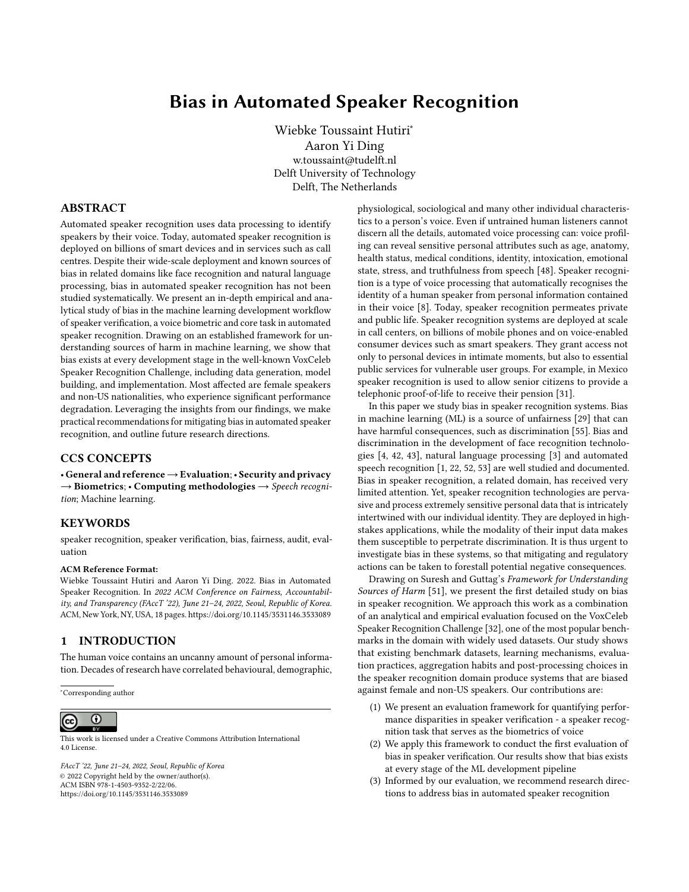# Bias in Automated Speaker Recognition

Wiebke Toussaint Hutiri*
Aaron Yi Ding
w.toussaint@tudelft.nl
Delft University of Technology
Delft, The Netherlands

## ABSTRACT

Automated speaker recognition uses data processing to identify speakers by their voice. Today, automated speaker recognition is deployed on billions of smart devices and in services such as call centres. Despite their wide-scale deployment and known sources of bias in related domains like face recognition and natural language processing, bias in automated speaker recognition has not been studied systematically. We present an in-depth empirical and analytical study of bias in the machine learning development workflow of speaker verification, a voice biometric and core task in automated speaker recognition. Drawing on an established framework for understanding sources of harm in machine learning, we show that bias exists at every development stage in the well-known VoxCeleb Speaker Recognition Challenge, including data generation, model building, and implementation. Most affected are female speakers and non-US nationalities, who experience significant performance degradation. Leveraging the insights from our findings, we make practical recommendations for mitigating bias in automated speaker recognition, and outline future research directions.

## CCS CONCEPTS

• **General and reference** → **Evaluation**; • **Security and privacy** → **Biometrics**; • **Computing methodologies** → *Speech recognition*; Machine learning.

## KEYWORDS

speaker recognition, speaker verification, bias, fairness, audit, evaluation

**ACM Reference Format:**
Wiebke Toussaint Hutiri and Aaron Yi Ding. 2022. Bias in Automated Speaker Recognition. In *2022 ACM Conference on Fairness, Accountability, and Transparency (FAccT '22), June 21–24, 2022, Seoul, Republic of Korea.* ACM, New York, NY, USA, 18 pages. https://doi.org/10.1145/3531146.3533089

## 1 INTRODUCTION

The human voice contains an uncanny amount of personal information. Decades of research have correlated behavioural, demographic, physiological, sociological and many other individual characteristics to a person's voice. Even if untrained human listeners cannot discern all the details, automated voice processing can: voice profiling can reveal sensitive personal attributes such as age, anatomy, health status, medical conditions, identity, intoxication, emotional state, stress, and truthfulness from speech [48]. Speaker recognition is a type of voice processing that automatically recognises the identity of a human speaker from personal information contained in their voice [8]. Today, speaker recognition permeates private and public life. Speaker recognition systems are deployed at scale in call centers, on billions of mobile phones and on voice-enabled consumer devices such as smart speakers. They grant access not only to personal devices in intimate moments, but also to essential public services for vulnerable user groups. For example, in Mexico speaker recognition is used to allow senior citizens to provide a telephonic proof-of-life to receive their pension [31].

In this paper we study bias in speaker recognition systems. Bias in machine learning (ML) is a source of unfairness [29] that can have harmful consequences, such as discrimination [55]. Bias and discrimination in the development of face recognition technologies [4, 42, 43], natural language processing [3] and automated speech recognition [1, 22, 52, 53] are well studied and documented. Bias in speaker recognition, a related domain, has received very limited attention. Yet, speaker recognition technologies are pervasive and process extremely sensitive personal data that is intricately intertwined with our individual identity. They are deployed in high-stakes applications, while the modality of their input data makes them susceptible to perpetrate discrimination. It is thus urgent to investigate bias in these systems, so that mitigating and regulatory actions can be taken to forestall potential negative consequences.

Drawing on Suresh and Guttag's *Framework for Understanding Sources of Harm* [51], we present the first detailed study on bias in speaker recognition. We approach this work as a combination of an analytical and empirical evaluation focused on the VoxCeleb Speaker Recognition Challenge [32], one of the most popular benchmarks in the domain with widely used datasets. Our study shows that existing benchmark datasets, learning mechanisms, evaluation practices, aggregation habits and post-processing choices in the speaker recognition domain produce systems that are biased against female and non-US speakers. Our contributions are:

(1) We present an evaluation framework for quantifying performance disparities in speaker verification - a speaker recognition task that serves as the biometrics of voice
(2) We apply this framework to conduct the first evaluation of bias in speaker verification. Our results show that bias exists at every stage of the ML development pipeline
(3) Informed by our evaluation, we recommend research directions to address bias in automated speaker recognition

*Corresponding author

This work is licensed under a Creative Commons Attribution International 4.0 License.

*FAccT '22, June 21–24, 2022, Seoul, Republic of Korea*
© 2022 Copyright held by the owner/author(s).
ACM ISBN 978-1-4503-9352-2/22/06.
https://doi.org/10.1145/3531146.3533089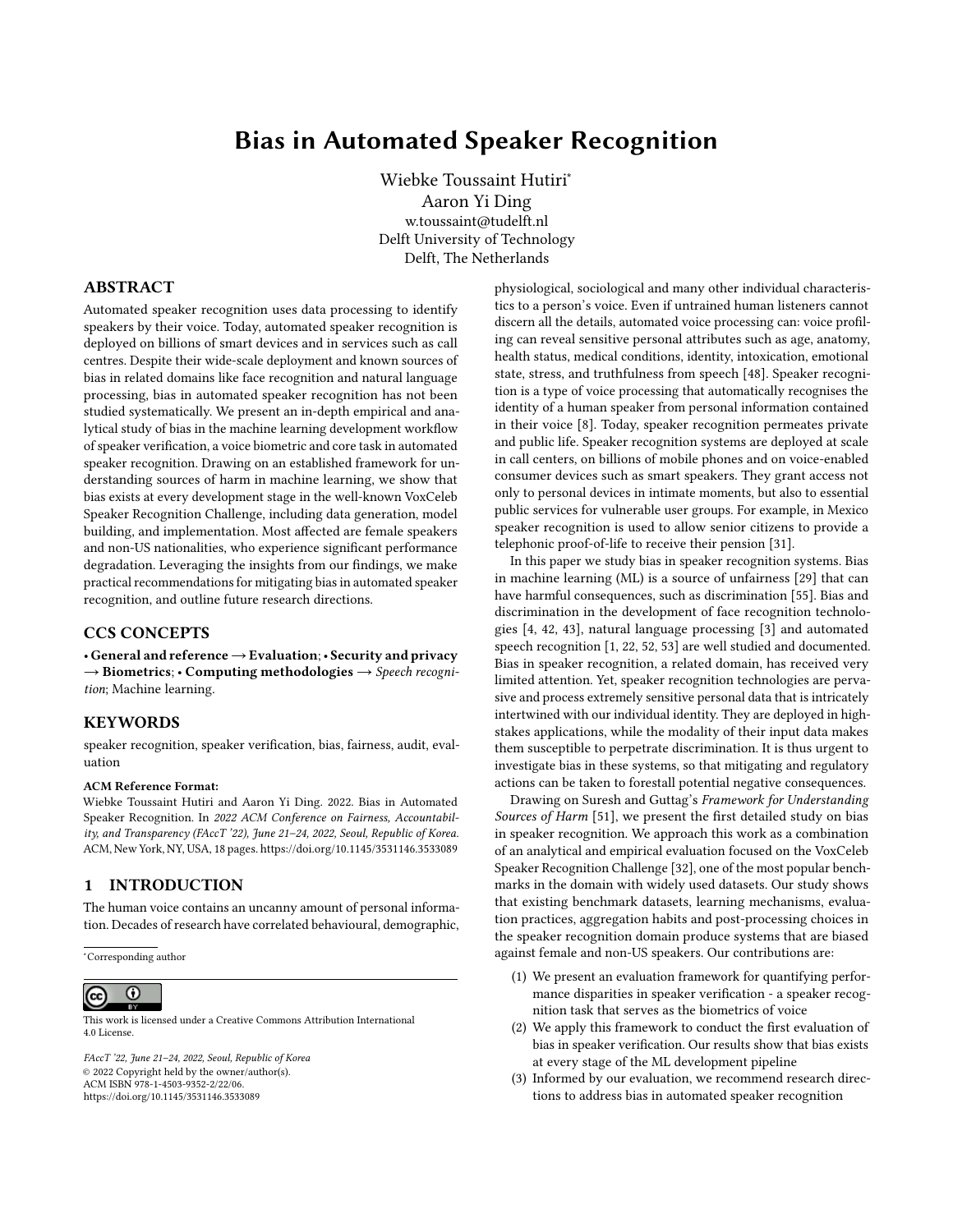# Bias in Automated Speaker Recognition

Wiebke Toussaint Hutiri[*]
Aaron Yi Ding
w.toussaint@tudelft.nl
Delft University of Technology
Delft, The Netherlands

## ABSTRACT

Automated speaker recognition uses data processing to identify speakers by their voice. Today, automated speaker recognition is deployed on billions of smart devices and in services such as call centres. Despite their wide-scale deployment and known sources of bias in related domains like face recognition and natural language processing, bias in automated speaker recognition has not been studied systematically. We present an in-depth empirical and analytical study of bias in the machine learning development workflow of speaker verification, a voice biometric and core task in automated speaker recognition. Drawing on an established framework for understanding sources of harm in machine learning, we show that bias exists at every development stage in the well-known VoxCeleb Speaker Recognition Challenge, including data generation, model building, and implementation. Most affected are female speakers and non-US nationalities, who experience significant performance degradation. Leveraging the insights from our findings, we make practical recommendations for mitigating bias in automated speaker recognition, and outline future research directions.

## CCS CONCEPTS

• **General and reference** → **Evaluation**; • **Security and privacy** → **Biometrics**; • **Computing methodologies** → *Speech recognition*; Machine learning.

## KEYWORDS

speaker recognition, speaker verification, bias, fairness, audit, evaluation

**ACM Reference Format:**
Wiebke Toussaint Hutiri and Aaron Yi Ding. 2022. Bias in Automated Speaker Recognition. In *2022 ACM Conference on Fairness, Accountability, and Transparency (FAccT '22), June 21–24, 2022, Seoul, Republic of Korea.* ACM, New York, NY, USA, 18 pages. https://doi.org/10.1145/3531146.3533089

## 1 INTRODUCTION

The human voice contains an uncanny amount of personal information. Decades of research have correlated behavioural, demographic, physiological, sociological and many other individual characteristics to a person's voice. Even if untrained human listeners cannot discern all the details, automated voice processing can: voice profiling can reveal sensitive personal attributes such as age, anatomy, health status, medical conditions, identity, intoxication, emotional state, stress, and truthfulness from speech [48]. Speaker recognition is a type of voice processing that automatically recognises the identity of a human speaker from personal information contained in their voice [8]. Today, speaker recognition permeates private and public life. Speaker recognition systems are deployed at scale in call centers, on billions of mobile phones and on voice-enabled consumer devices such as smart speakers. They grant access not only to personal devices in intimate moments, but also to essential public services for vulnerable user groups. For example, in Mexico speaker recognition is used to allow senior citizens to provide a telephonic proof-of-life to receive their pension [31].

In this paper we study bias in speaker recognition systems. Bias in machine learning (ML) is a source of unfairness [29] that can have harmful consequences, such as discrimination [55]. Bias and discrimination in the development of face recognition technologies [4, 42, 43], natural language processing [3] and automated speech recognition [1, 22, 52, 53] are well studied and documented. Bias in speaker recognition, a related domain, has received very limited attention. Yet, speaker recognition technologies are pervasive and process extremely sensitive personal data that is intricately intertwined with our individual identity. They are deployed in high-stakes applications, while the modality of their input data makes them susceptible to perpetrate discrimination. It is thus urgent to investigate bias in these systems, so that mitigating and regulatory actions can be taken to forestall potential negative consequences.

Drawing on Suresh and Guttag's *Framework for Understanding Sources of Harm* [51], we present the first detailed study on bias in speaker recognition. We approach this work as a combination of an analytical and empirical evaluation focused on the VoxCeleb Speaker Recognition Challenge [32], one of the most popular benchmarks in the domain with widely used datasets. Our study shows that existing benchmark datasets, learning mechanisms, evaluation practices, aggregation habits and post-processing choices in the speaker recognition domain produce systems that are biased against female and non-US speakers. Our contributions are:

(1) We present an evaluation framework for quantifying performance disparities in speaker verification - a speaker recognition task that serves as the biometrics of voice
(2) We apply this framework to conduct the first evaluation of bias in speaker verification. Our results show that bias exists at every stage of the ML development pipeline
(3) Informed by our evaluation, we recommend research directions to address bias in automated speaker recognition

[*]Corresponding author

This work is licensed under a Creative Commons Attribution International 4.0 License.

*FAccT '22, June 21–24, 2022, Seoul, Republic of Korea*
© 2022 Copyright held by the owner/author(s).
ACM ISBN 978-1-4503-9352-2/22/06.
https://doi.org/10.1145/3531146.3533089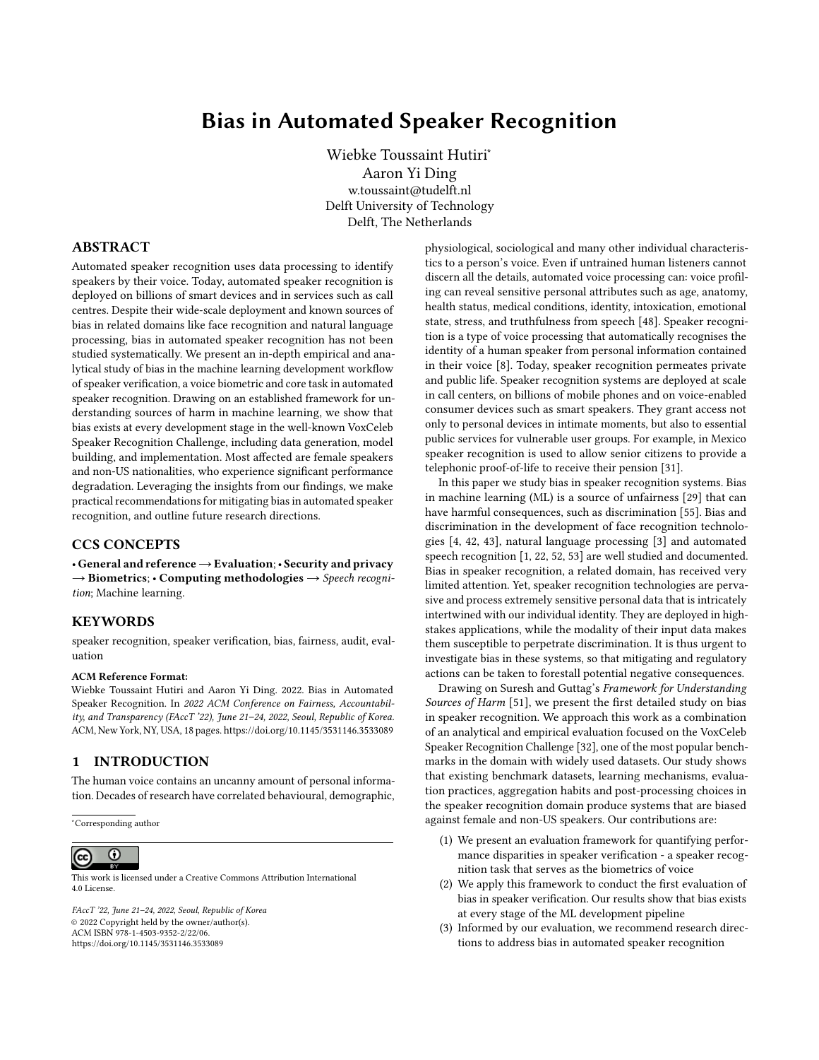# Bias in Automated Speaker Recognition

Wiebke Toussaint Hutiri*
Aaron Yi Ding
w.toussaint@tudelft.nl
Delft University of Technology
Delft, The Netherlands

## ABSTRACT

Automated speaker recognition uses data processing to identify speakers by their voice. Today, automated speaker recognition is deployed on billions of smart devices and in services such as call centres. Despite their wide-scale deployment and known sources of bias in related domains like face recognition and natural language processing, bias in automated speaker recognition has not been studied systematically. We present an in-depth empirical and analytical study of bias in the machine learning development workflow of speaker verification, a voice biometric and core task in automated speaker recognition. Drawing on an established framework for understanding sources of harm in machine learning, we show that bias exists at every development stage in the well-known VoxCeleb Speaker Recognition Challenge, including data generation, model building, and implementation. Most affected are female speakers and non-US nationalities, who experience significant performance degradation. Leveraging the insights from our findings, we make practical recommendations for mitigating bias in automated speaker recognition, and outline future research directions.

## CCS CONCEPTS

• **General and reference** → **Evaluation**; • **Security and privacy** → **Biometrics**; • **Computing methodologies** → *Speech recognition*; Machine learning.

## KEYWORDS

speaker recognition, speaker verification, bias, fairness, audit, evaluation

**ACM Reference Format:**
Wiebke Toussaint Hutiri and Aaron Yi Ding. 2022. Bias in Automated Speaker Recognition. In *2022 ACM Conference on Fairness, Accountability, and Transparency (FAccT '22), June 21–24, 2022, Seoul, Republic of Korea.* ACM, New York, NY, USA, 18 pages. https://doi.org/10.1145/3531146.3533089

## 1 INTRODUCTION

The human voice contains an uncanny amount of personal information. Decades of research have correlated behavioural, demographic, physiological, sociological and many other individual characteristics to a person's voice. Even if untrained human listeners cannot discern all the details, automated voice processing can: voice profiling can reveal sensitive personal attributes such as age, anatomy, health status, medical conditions, identity, intoxication, emotional state, stress, and truthfulness from speech [48]. Speaker recognition is a type of voice processing that automatically recognises the identity of a human speaker from personal information contained in their voice [8]. Today, speaker recognition permeates private and public life. Speaker recognition systems are deployed at scale in call centers, on billions of mobile phones and on voice-enabled consumer devices such as smart speakers. They grant access not only to personal devices in intimate moments, but also to essential public services for vulnerable user groups. For example, in Mexico speaker recognition is used to allow senior citizens to provide a telephonic proof-of-life to receive their pension [31].

In this paper we study bias in speaker recognition systems. Bias in machine learning (ML) is a source of unfairness [29] that can have harmful consequences, such as discrimination [55]. Bias and discrimination in the development of face recognition technologies [4, 42, 43], natural language processing [3] and automated speech recognition [1, 22, 52, 53] are well studied and documented. Bias in speaker recognition, a related domain, has received very limited attention. Yet, speaker recognition technologies are pervasive and process extremely sensitive personal data that is intricately intertwined with our individual identity. They are deployed in high-stakes applications, while the modality of their input data makes them susceptible to perpetrate discrimination. It is thus urgent to investigate bias in these systems, so that mitigating and regulatory actions can be taken to forestall potential negative consequences.

Drawing on Suresh and Guttag's *Framework for Understanding Sources of Harm* [51], we present the first detailed study on bias in speaker recognition. We approach this work as a combination of an analytical and empirical evaluation focused on the VoxCeleb Speaker Recognition Challenge [32], one of the most popular benchmarks in the domain with widely used datasets. Our study shows that existing benchmark datasets, learning mechanisms, evaluation practices, aggregation habits and post-processing choices in the speaker recognition domain produce systems that are biased against female and non-US speakers. Our contributions are:

(1) We present an evaluation framework for quantifying performance disparities in speaker verification - a speaker recognition task that serves as the biometrics of voice
(2) We apply this framework to conduct the first evaluation of bias in speaker verification. Our results show that bias exists at every stage of the ML development pipeline
(3) Informed by our evaluation, we recommend research directions to address bias in automated speaker recognition

*Corresponding author

This work is licensed under a Creative Commons Attribution International 4.0 License.

*FAccT '22, June 21–24, 2022, Seoul, Republic of Korea*
© 2022 Copyright held by the owner/author(s).
ACM ISBN 978-1-4503-9352-2/22/06.
https://doi.org/10.1145/3531146.3533089